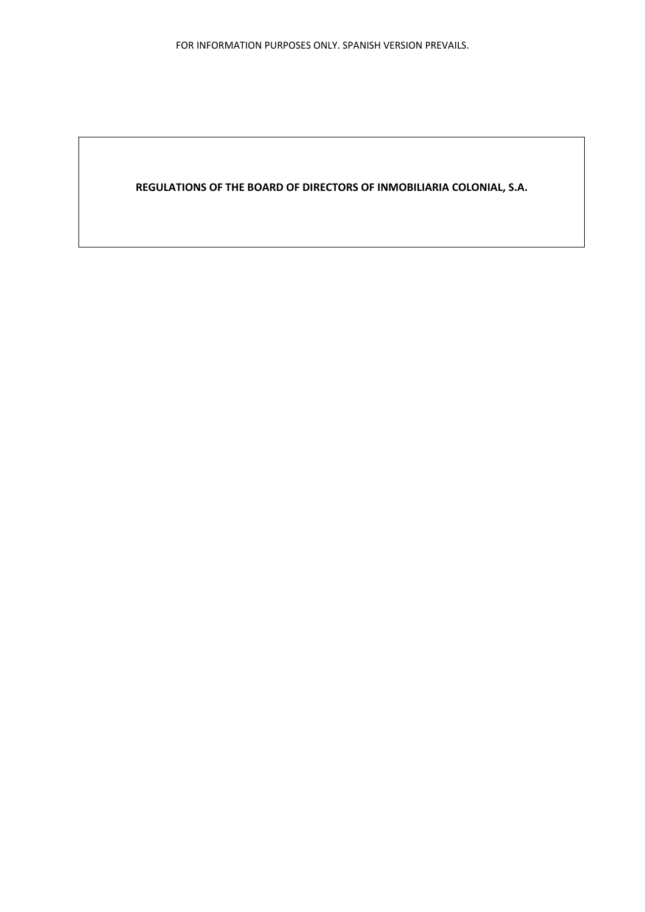FOR INFORMATION PURPOSES ONLY. SPANISH VERSION PREVAILS.

# REGULATIONS OF THE BOARD OF DIRECTORS OF INMOBILIARIA COLONIAL, S.A.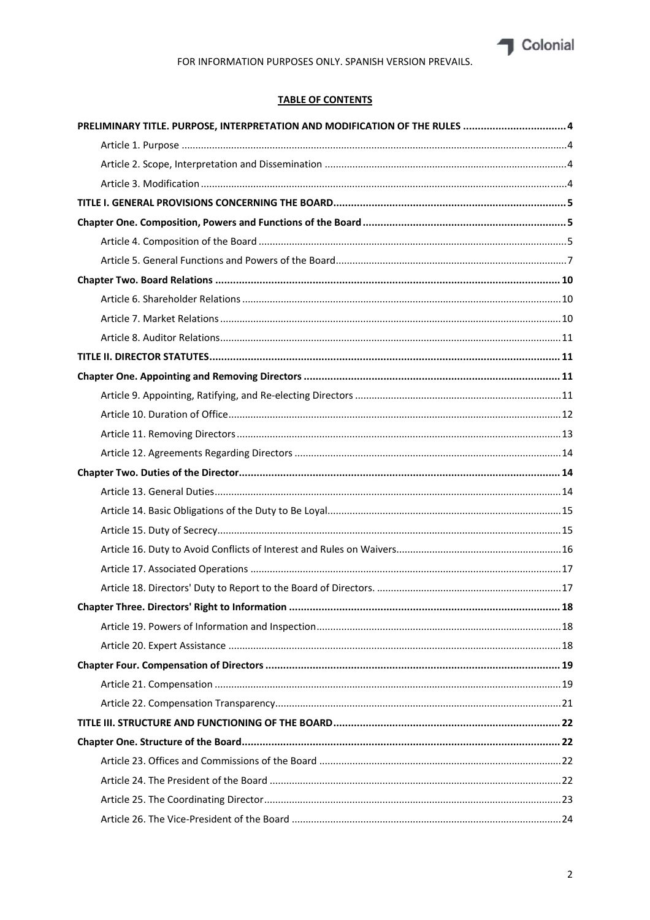FOR INFORMATION PURPOSES ONLY. SPANISH VERSION PREVAILS.

**TABLE OF CONTENTS**

**PRELIMINARY TITLE. PURPOSE, INTERPRETATION AND MODIFICATION OF THE RULES** .......... 4

Article 1. Purpose .......... 4

Article 2. Scope, Interpretation and Dissemination .......... 4

Article 3. Modification .......... 4

**TITLE I. GENERAL PROVISIONS CONCERNING THE BOARD** .......... 5

**Chapter One. Composition, Powers and Functions of the Board** .......... 5

Article 4. Composition of the Board .......... 5

Article 5. General Functions and Powers of the Board .......... 7

**Chapter Two. Board Relations** .......... 10

Article 6. Shareholder Relations .......... 10

Article 7. Market Relations .......... 10

Article 8. Auditor Relations .......... 11

**TITLE II. DIRECTOR STATUTES** .......... 11

**Chapter One. Appointing and Removing Directors** .......... 11

Article 9. Appointing, Ratifying, and Re-electing Directors .......... 11

Article 10. Duration of Office .......... 12

Article 11. Removing Directors .......... 13

Article 12. Agreements Regarding Directors .......... 14

**Chapter Two. Duties of the Director** .......... 14

Article 13. General Duties .......... 14

Article 14. Basic Obligations of the Duty to Be Loyal .......... 15

Article 15. Duty of Secrecy .......... 15

Article 16. Duty to Avoid Conflicts of Interest and Rules on Waivers .......... 16

Article 17. Associated Operations .......... 17

Article 18. Directors' Duty to Report to the Board of Directors. .......... 17

**Chapter Three. Directors' Right to Information** .......... 18

Article 19. Powers of Information and Inspection .......... 18

Article 20. Expert Assistance .......... 18

**Chapter Four. Compensation of Directors** .......... 19

Article 21. Compensation .......... 19

Article 22. Compensation Transparency .......... 21

**TITLE III. STRUCTURE AND FUNCTIONING OF THE BOARD** .......... 22

**Chapter One. Structure of the Board** .......... 22

Article 23. Offices and Commissions of the Board .......... 22

Article 24. The President of the Board .......... 22

Article 25. The Coordinating Director .......... 23

Article 26. The Vice-President of the Board .......... 24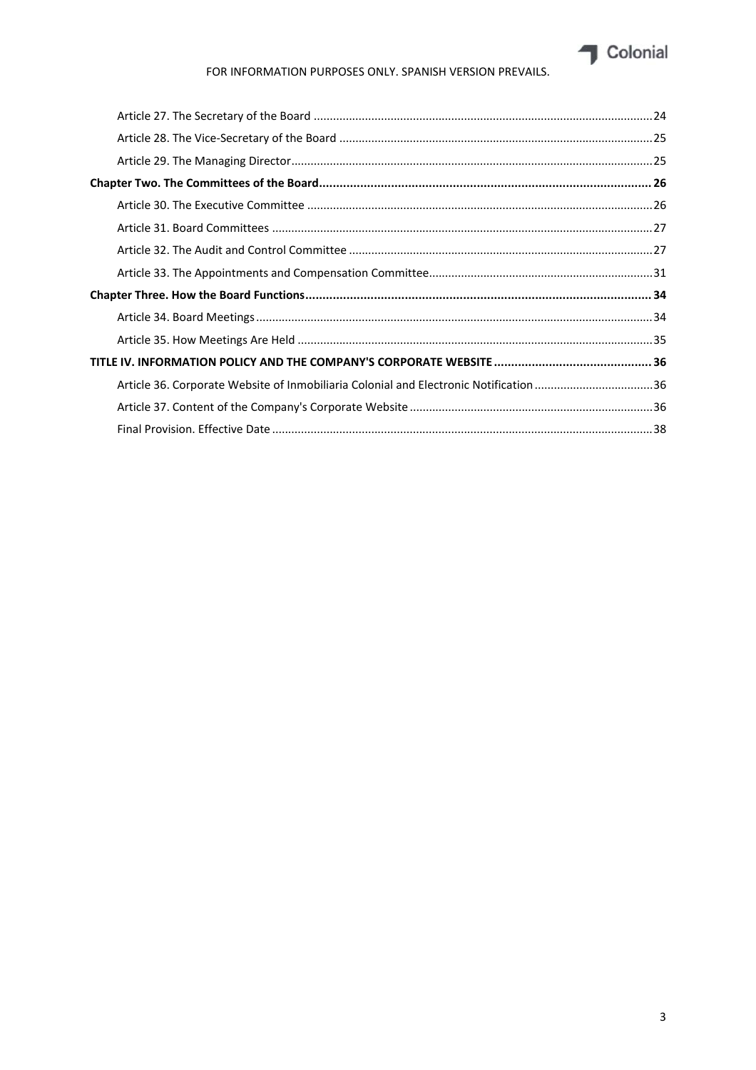Article 27. The Secretary of the Board ........................................................................................................24

Article 28. The Vice-Secretary of the Board ................................................................................................25

Article 29. The Managing Director................................................................................................................25

**Chapter Two. The Committees of the Board................................................................................................ 26**

Article 30. The Executive Committee ...........................................................................................................26

Article 31. Board Committees ......................................................................................................................27

Article 32. The Audit and Control Committee ..............................................................................................27

Article 33. The Appointments and Compensation Committee.....................................................................31

**Chapter Three. How the Board Functions.................................................................................................... 34**

Article 34. Board Meetings...........................................................................................................................34

Article 35. How Meetings Are Held ..............................................................................................................35

**TITLE IV. INFORMATION POLICY AND THE COMPANY'S CORPORATE WEBSITE .............................................. 36**

Article 36. Corporate Website of Inmobiliaria Colonial and Electronic Notification .....................................36

Article 37. Content of the Company's Corporate Website ............................................................................36

Final Provision. Effective Date ......................................................................................................................38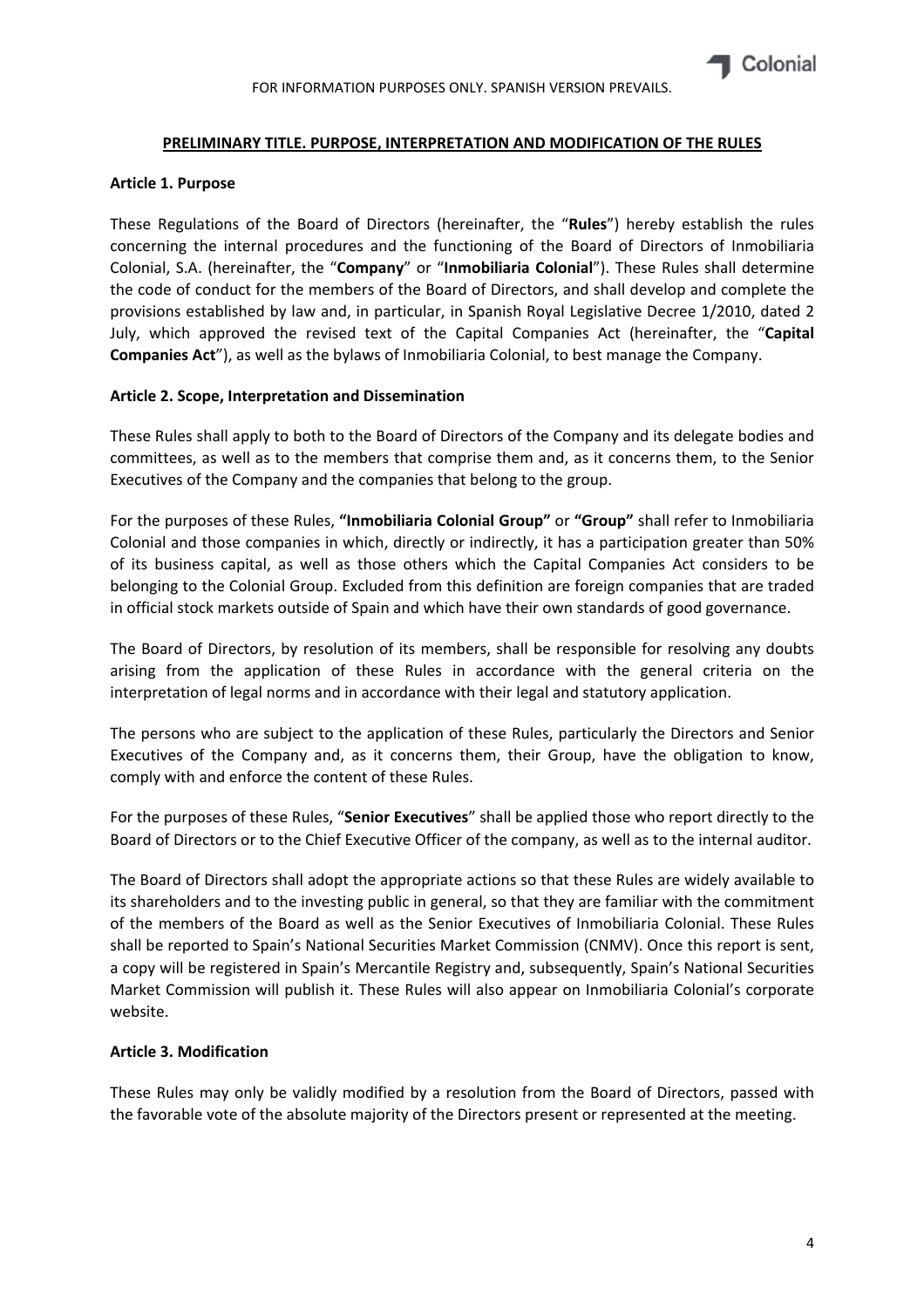## PRELIMINARY TITLE. PURPOSE, INTERPRETATION AND MODIFICATION OF THE RULES

### Article 1. Purpose

These Regulations of the Board of Directors (hereinafter, the "**Rules**") hereby establish the rules concerning the internal procedures and the functioning of the Board of Directors of Inmobiliaria Colonial, S.A. (hereinafter, the "**Company**" or "**Inmobiliaria Colonial**"). These Rules shall determine the code of conduct for the members of the Board of Directors, and shall develop and complete the provisions established by law and, in particular, in Spanish Royal Legislative Decree 1/2010, dated 2 July, which approved the revised text of the Capital Companies Act (hereinafter, the "**Capital Companies Act**"), as well as the bylaws of Inmobiliaria Colonial, to best manage the Company.

### Article 2. Scope, Interpretation and Dissemination

These Rules shall apply to both to the Board of Directors of the Company and its delegate bodies and committees, as well as to the members that comprise them and, as it concerns them, to the Senior Executives of the Company and the companies that belong to the group.

For the purposes of these Rules, **"Inmobiliaria Colonial Group"** or **"Group"** shall refer to Inmobiliaria Colonial and those companies in which, directly or indirectly, it has a participation greater than 50% of its business capital, as well as those others which the Capital Companies Act considers to be belonging to the Colonial Group. Excluded from this definition are foreign companies that are traded in official stock markets outside of Spain and which have their own standards of good governance.

The Board of Directors, by resolution of its members, shall be responsible for resolving any doubts arising from the application of these Rules in accordance with the general criteria on the interpretation of legal norms and in accordance with their legal and statutory application.

The persons who are subject to the application of these Rules, particularly the Directors and Senior Executives of the Company and, as it concerns them, their Group, have the obligation to know, comply with and enforce the content of these Rules.

For the purposes of these Rules, "**Senior Executives**" shall be applied those who report directly to the Board of Directors or to the Chief Executive Officer of the company, as well as to the internal auditor.

The Board of Directors shall adopt the appropriate actions so that these Rules are widely available to its shareholders and to the investing public in general, so that they are familiar with the commitment of the members of the Board as well as the Senior Executives of Inmobiliaria Colonial. These Rules shall be reported to Spain's National Securities Market Commission (CNMV). Once this report is sent, a copy will be registered in Spain's Mercantile Registry and, subsequently, Spain's National Securities Market Commission will publish it. These Rules will also appear on Inmobiliaria Colonial's corporate website.

### Article 3. Modification

These Rules may only be validly modified by a resolution from the Board of Directors, passed with the favorable vote of the absolute majority of the Directors present or represented at the meeting.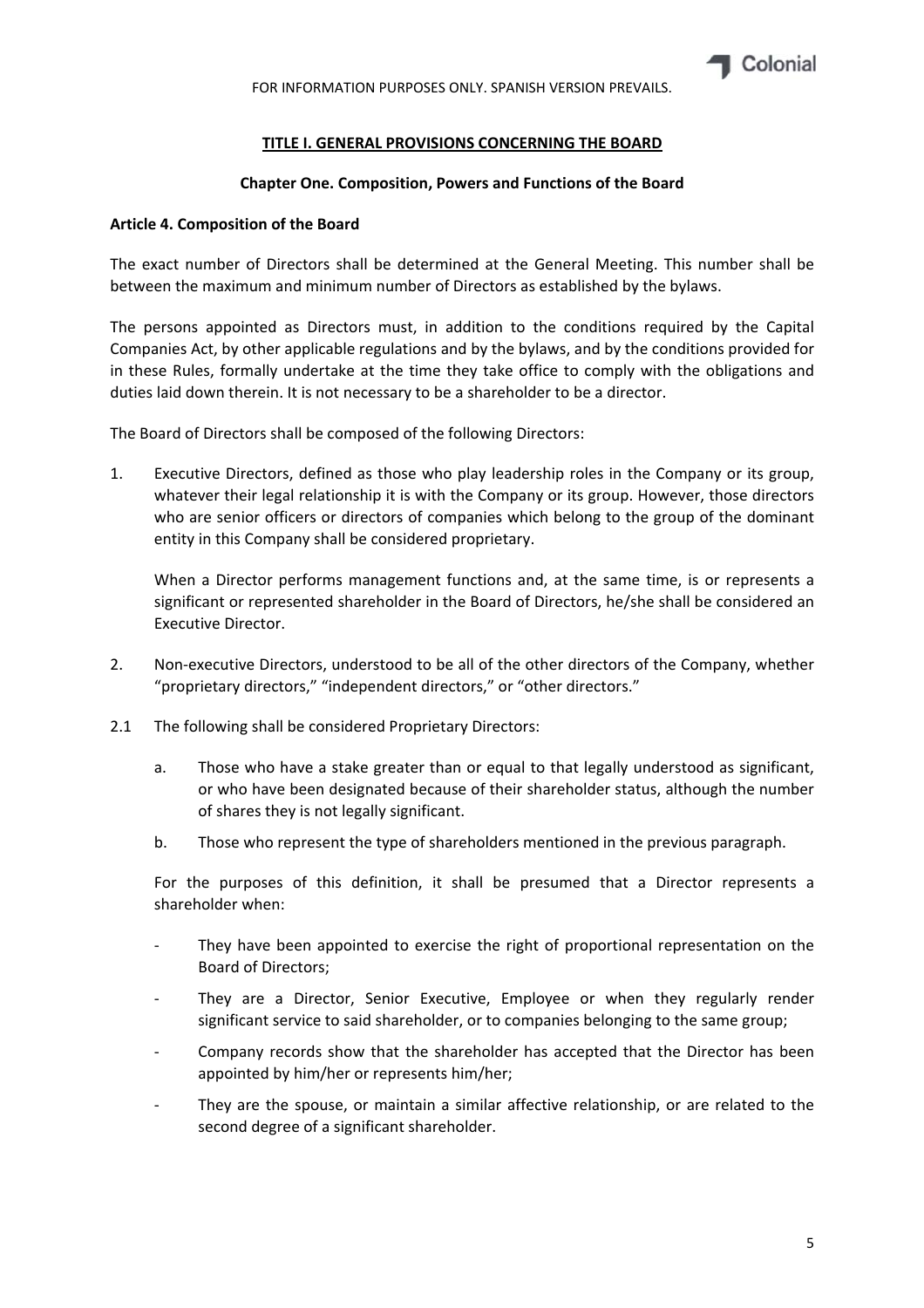## TITLE I. GENERAL PROVISIONS CONCERNING THE BOARD

### Chapter One. Composition, Powers and Functions of the Board

**Article 4. Composition of the Board**

The exact number of Directors shall be determined at the General Meeting. This number shall be between the maximum and minimum number of Directors as established by the bylaws.

The persons appointed as Directors must, in addition to the conditions required by the Capital Companies Act, by other applicable regulations and by the bylaws, and by the conditions provided for in these Rules, formally undertake at the time they take office to comply with the obligations and duties laid down therein. It is not necessary to be a shareholder to be a director.

The Board of Directors shall be composed of the following Directors:

1. Executive Directors, defined as those who play leadership roles in the Company or its group, whatever their legal relationship it is with the Company or its group. However, those directors who are senior officers or directors of companies which belong to the group of the dominant entity in this Company shall be considered proprietary.

   When a Director performs management functions and, at the same time, is or represents a significant or represented shareholder in the Board of Directors, he/she shall be considered an Executive Director.

2. Non-executive Directors, understood to be all of the other directors of the Company, whether "proprietary directors," "independent directors," or "other directors."

2.1 The following shall be considered Proprietary Directors:

   a. Those who have a stake greater than or equal to that legally understood as significant, or who have been designated because of their shareholder status, although the number of shares they is not legally significant.

   b. Those who represent the type of shareholders mentioned in the previous paragraph.

   For the purposes of this definition, it shall be presumed that a Director represents a shareholder when:

   - They have been appointed to exercise the right of proportional representation on the Board of Directors;
   - They are a Director, Senior Executive, Employee or when they regularly render significant service to said shareholder, or to companies belonging to the same group;
   - Company records show that the shareholder has accepted that the Director has been appointed by him/her or represents him/her;
   - They are the spouse, or maintain a similar affective relationship, or are related to the second degree of a significant shareholder.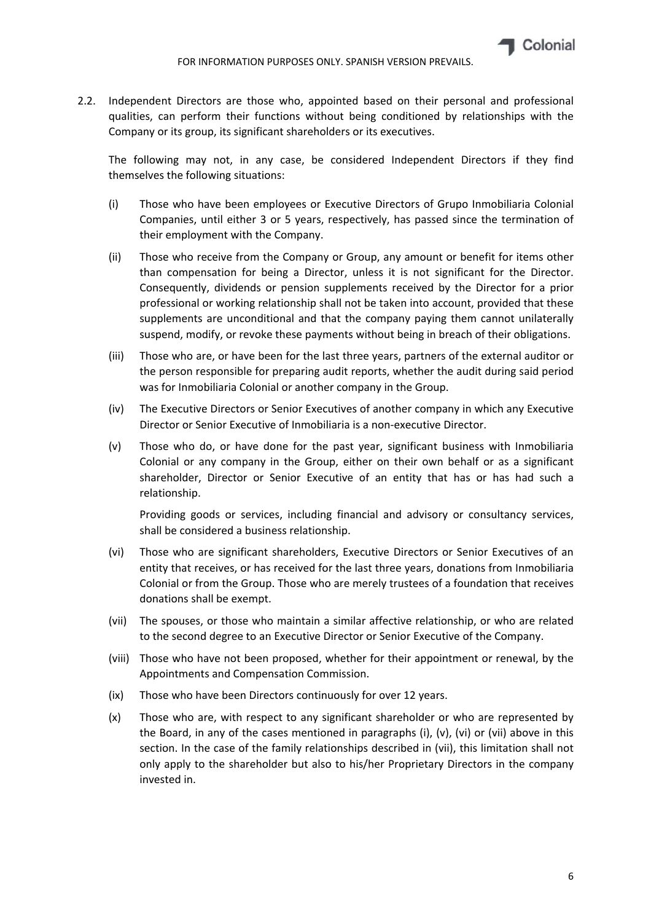2.2. Independent Directors are those who, appointed based on their personal and professional qualities, can perform their functions without being conditioned by relationships with the Company or its group, its significant shareholders or its executives.

The following may not, in any case, be considered Independent Directors if they find themselves the following situations:

(i) Those who have been employees or Executive Directors of Grupo Inmobiliaria Colonial Companies, until either 3 or 5 years, respectively, has passed since the termination of their employment with the Company.

(ii) Those who receive from the Company or Group, any amount or benefit for items other than compensation for being a Director, unless it is not significant for the Director. Consequently, dividends or pension supplements received by the Director for a prior professional or working relationship shall not be taken into account, provided that these supplements are unconditional and that the company paying them cannot unilaterally suspend, modify, or revoke these payments without being in breach of their obligations.

(iii) Those who are, or have been for the last three years, partners of the external auditor or the person responsible for preparing audit reports, whether the audit during said period was for Inmobiliaria Colonial or another company in the Group.

(iv) The Executive Directors or Senior Executives of another company in which any Executive Director or Senior Executive of Inmobiliaria is a non-executive Director.

(v) Those who do, or have done for the past year, significant business with Inmobiliaria Colonial or any company in the Group, either on their own behalf or as a significant shareholder, Director or Senior Executive of an entity that has or has had such a relationship.

Providing goods or services, including financial and advisory or consultancy services, shall be considered a business relationship.

(vi) Those who are significant shareholders, Executive Directors or Senior Executives of an entity that receives, or has received for the last three years, donations from Inmobiliaria Colonial or from the Group. Those who are merely trustees of a foundation that receives donations shall be exempt.

(vii) The spouses, or those who maintain a similar affective relationship, or who are related to the second degree to an Executive Director or Senior Executive of the Company.

(viii) Those who have not been proposed, whether for their appointment or renewal, by the Appointments and Compensation Commission.

(ix) Those who have been Directors continuously for over 12 years.

(x) Those who are, with respect to any significant shareholder or who are represented by the Board, in any of the cases mentioned in paragraphs (i), (v), (vi) or (vii) above in this section. In the case of the family relationships described in (vii), this limitation shall not only apply to the shareholder but also to his/her Proprietary Directors in the company invested in.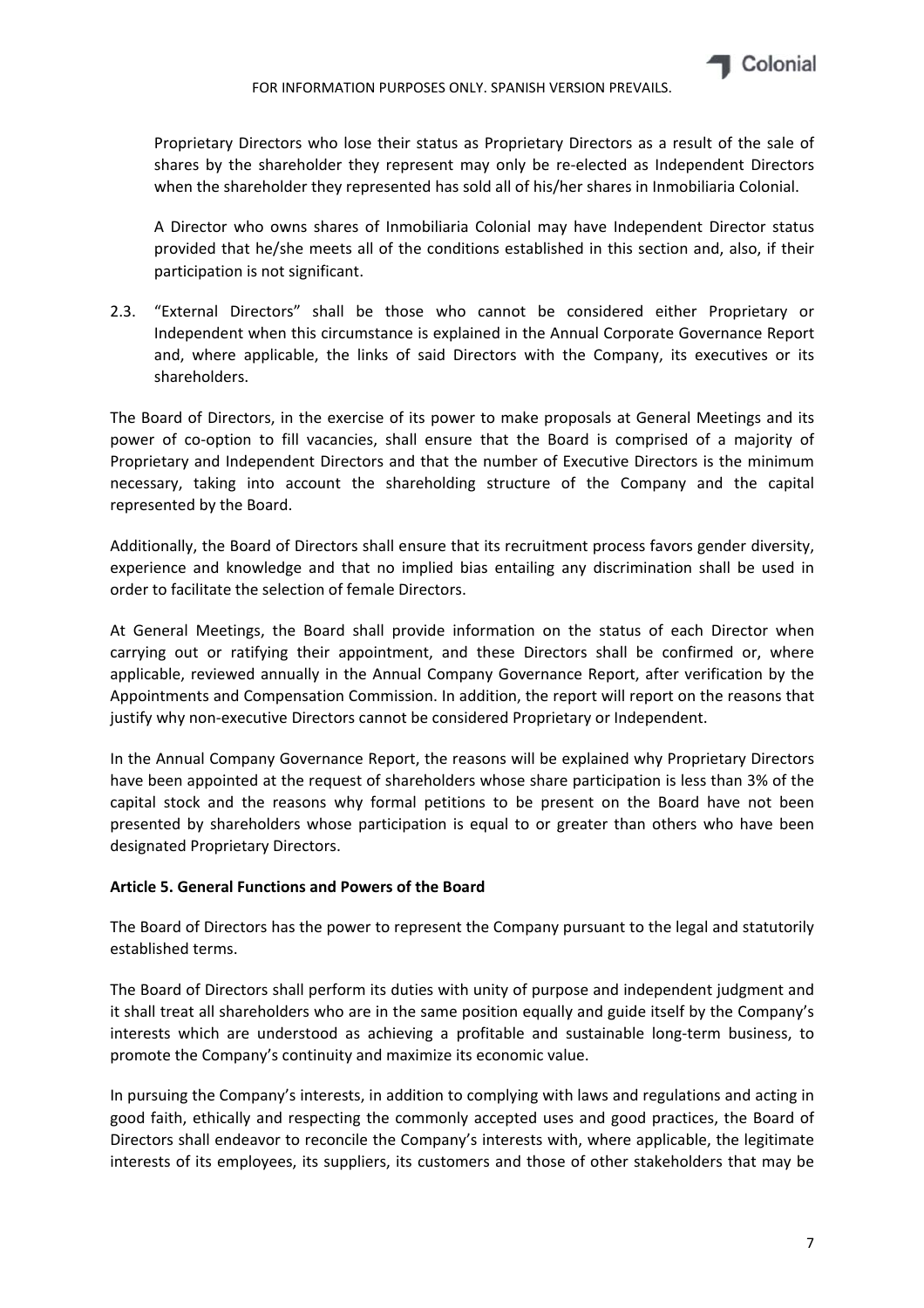Proprietary Directors who lose their status as Proprietary Directors as a result of the sale of shares by the shareholder they represent may only be re-elected as Independent Directors when the shareholder they represented has sold all of his/her shares in Inmobiliaria Colonial.

A Director who owns shares of Inmobiliaria Colonial may have Independent Director status provided that he/she meets all of the conditions established in this section and, also, if their participation is not significant.

2.3. "External Directors" shall be those who cannot be considered either Proprietary or Independent when this circumstance is explained in the Annual Corporate Governance Report and, where applicable, the links of said Directors with the Company, its executives or its shareholders.

The Board of Directors, in the exercise of its power to make proposals at General Meetings and its power of co-option to fill vacancies, shall ensure that the Board is comprised of a majority of Proprietary and Independent Directors and that the number of Executive Directors is the minimum necessary, taking into account the shareholding structure of the Company and the capital represented by the Board.

Additionally, the Board of Directors shall ensure that its recruitment process favors gender diversity, experience and knowledge and that no implied bias entailing any discrimination shall be used in order to facilitate the selection of female Directors.

At General Meetings, the Board shall provide information on the status of each Director when carrying out or ratifying their appointment, and these Directors shall be confirmed or, where applicable, reviewed annually in the Annual Company Governance Report, after verification by the Appointments and Compensation Commission. In addition, the report will report on the reasons that justify why non-executive Directors cannot be considered Proprietary or Independent.

In the Annual Company Governance Report, the reasons will be explained why Proprietary Directors have been appointed at the request of shareholders whose share participation is less than 3% of the capital stock and the reasons why formal petitions to be present on the Board have not been presented by shareholders whose participation is equal to or greater than others who have been designated Proprietary Directors.

**Article 5. General Functions and Powers of the Board**

The Board of Directors has the power to represent the Company pursuant to the legal and statutorily established terms.

The Board of Directors shall perform its duties with unity of purpose and independent judgment and it shall treat all shareholders who are in the same position equally and guide itself by the Company's interests which are understood as achieving a profitable and sustainable long-term business, to promote the Company's continuity and maximize its economic value.

In pursuing the Company's interests, in addition to complying with laws and regulations and acting in good faith, ethically and respecting the commonly accepted uses and good practices, the Board of Directors shall endeavor to reconcile the Company's interests with, where applicable, the legitimate interests of its employees, its suppliers, its customers and those of other stakeholders that may be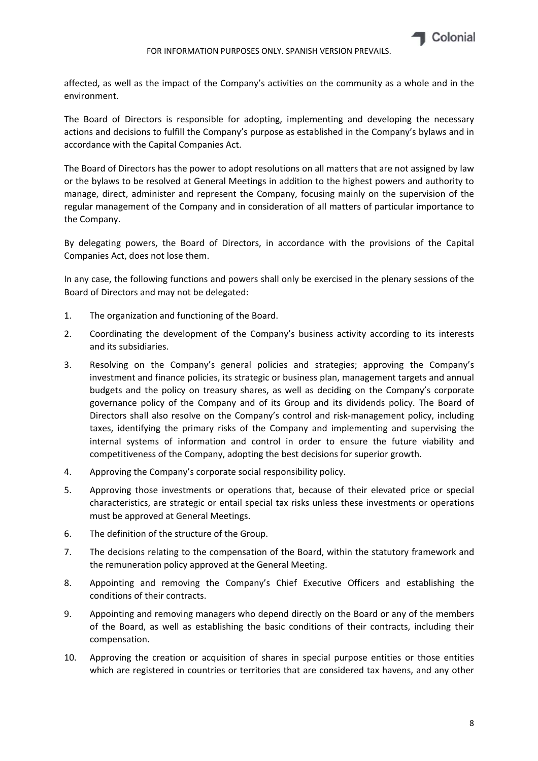affected, as well as the impact of the Company's activities on the community as a whole and in the environment.

The Board of Directors is responsible for adopting, implementing and developing the necessary actions and decisions to fulfill the Company's purpose as established in the Company's bylaws and in accordance with the Capital Companies Act.

The Board of Directors has the power to adopt resolutions on all matters that are not assigned by law or the bylaws to be resolved at General Meetings in addition to the highest powers and authority to manage, direct, administer and represent the Company, focusing mainly on the supervision of the regular management of the Company and in consideration of all matters of particular importance to the Company.

By delegating powers, the Board of Directors, in accordance with the provisions of the Capital Companies Act, does not lose them.

In any case, the following functions and powers shall only be exercised in the plenary sessions of the Board of Directors and may not be delegated:

1. The organization and functioning of the Board.
2. Coordinating the development of the Company's business activity according to its interests and its subsidiaries.
3. Resolving on the Company's general policies and strategies; approving the Company's investment and finance policies, its strategic or business plan, management targets and annual budgets and the policy on treasury shares, as well as deciding on the Company's corporate governance policy of the Company and of its Group and its dividends policy. The Board of Directors shall also resolve on the Company's control and risk-management policy, including taxes, identifying the primary risks of the Company and implementing and supervising the internal systems of information and control in order to ensure the future viability and competitiveness of the Company, adopting the best decisions for superior growth.
4. Approving the Company's corporate social responsibility policy.
5. Approving those investments or operations that, because of their elevated price or special characteristics, are strategic or entail special tax risks unless these investments or operations must be approved at General Meetings.
6. The definition of the structure of the Group.
7. The decisions relating to the compensation of the Board, within the statutory framework and the remuneration policy approved at the General Meeting.
8. Appointing and removing the Company's Chief Executive Officers and establishing the conditions of their contracts.
9. Appointing and removing managers who depend directly on the Board or any of the members of the Board, as well as establishing the basic conditions of their contracts, including their compensation.
10. Approving the creation or acquisition of shares in special purpose entities or those entities which are registered in countries or territories that are considered tax havens, and any other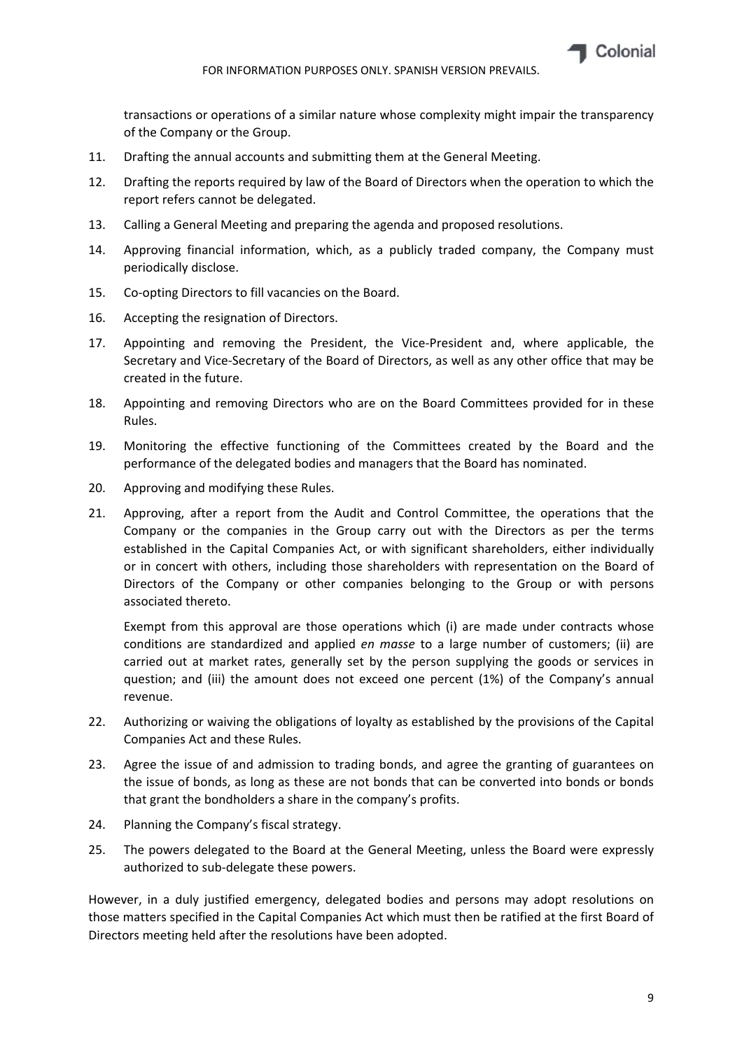transactions or operations of a similar nature whose complexity might impair the transparency of the Company or the Group.

11. Drafting the annual accounts and submitting them at the General Meeting.
12. Drafting the reports required by law of the Board of Directors when the operation to which the report refers cannot be delegated.
13. Calling a General Meeting and preparing the agenda and proposed resolutions.
14. Approving financial information, which, as a publicly traded company, the Company must periodically disclose.
15. Co-opting Directors to fill vacancies on the Board.
16. Accepting the resignation of Directors.
17. Appointing and removing the President, the Vice-President and, where applicable, the Secretary and Vice-Secretary of the Board of Directors, as well as any other office that may be created in the future.
18. Appointing and removing Directors who are on the Board Committees provided for in these Rules.
19. Monitoring the effective functioning of the Committees created by the Board and the performance of the delegated bodies and managers that the Board has nominated.
20. Approving and modifying these Rules.
21. Approving, after a report from the Audit and Control Committee, the operations that the Company or the companies in the Group carry out with the Directors as per the terms established in the Capital Companies Act, or with significant shareholders, either individually or in concert with others, including those shareholders with representation on the Board of Directors of the Company or other companies belonging to the Group or with persons associated thereto.

    Exempt from this approval are those operations which (i) are made under contracts whose conditions are standardized and applied *en masse* to a large number of customers; (ii) are carried out at market rates, generally set by the person supplying the goods or services in question; and (iii) the amount does not exceed one percent (1%) of the Company's annual revenue.
22. Authorizing or waiving the obligations of loyalty as established by the provisions of the Capital Companies Act and these Rules.
23. Agree the issue of and admission to trading bonds, and agree the granting of guarantees on the issue of bonds, as long as these are not bonds that can be converted into bonds or bonds that grant the bondholders a share in the company's profits.
24. Planning the Company's fiscal strategy.
25. The powers delegated to the Board at the General Meeting, unless the Board were expressly authorized to sub-delegate these powers.

However, in a duly justified emergency, delegated bodies and persons may adopt resolutions on those matters specified in the Capital Companies Act which must then be ratified at the first Board of Directors meeting held after the resolutions have been adopted.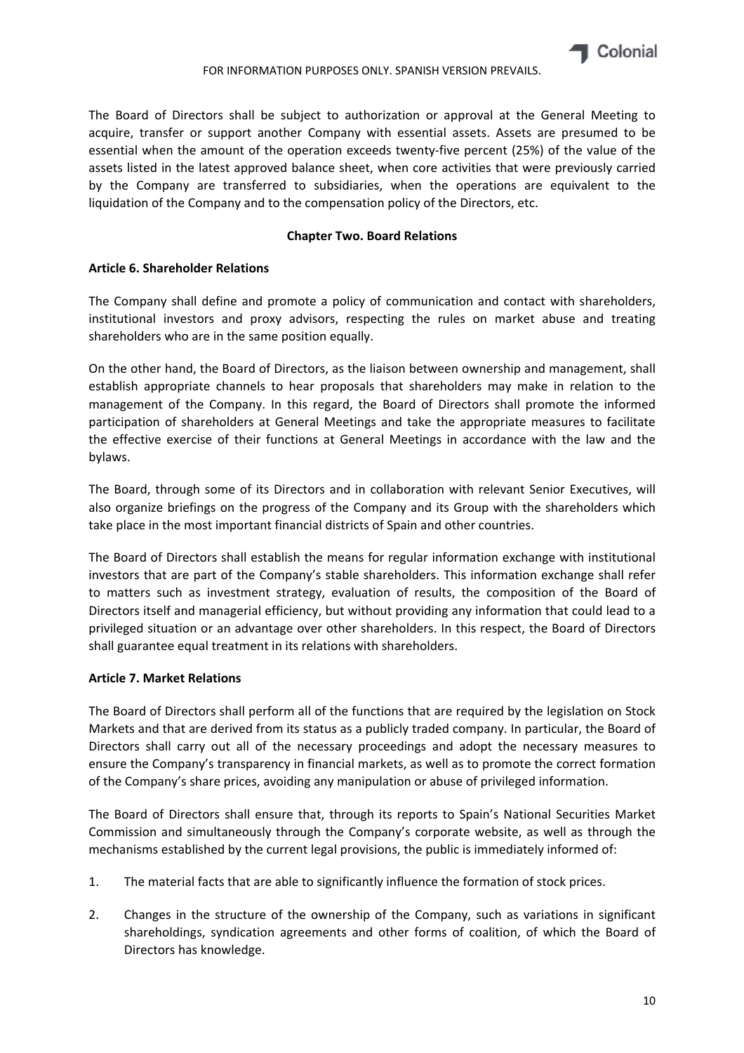The Board of Directors shall be subject to authorization or approval at the General Meeting to acquire, transfer or support another Company with essential assets. Assets are presumed to be essential when the amount of the operation exceeds twenty-five percent (25%) of the value of the assets listed in the latest approved balance sheet, when core activities that were previously carried by the Company are transferred to subsidiaries, when the operations are equivalent to the liquidation of the Company and to the compensation policy of the Directors, etc.

## Chapter Two. Board Relations

### Article 6. Shareholder Relations

The Company shall define and promote a policy of communication and contact with shareholders, institutional investors and proxy advisors, respecting the rules on market abuse and treating shareholders who are in the same position equally.

On the other hand, the Board of Directors, as the liaison between ownership and management, shall establish appropriate channels to hear proposals that shareholders may make in relation to the management of the Company. In this regard, the Board of Directors shall promote the informed participation of shareholders at General Meetings and take the appropriate measures to facilitate the effective exercise of their functions at General Meetings in accordance with the law and the bylaws.

The Board, through some of its Directors and in collaboration with relevant Senior Executives, will also organize briefings on the progress of the Company and its Group with the shareholders which take place in the most important financial districts of Spain and other countries.

The Board of Directors shall establish the means for regular information exchange with institutional investors that are part of the Company's stable shareholders. This information exchange shall refer to matters such as investment strategy, evaluation of results, the composition of the Board of Directors itself and managerial efficiency, but without providing any information that could lead to a privileged situation or an advantage over other shareholders. In this respect, the Board of Directors shall guarantee equal treatment in its relations with shareholders.

### Article 7. Market Relations

The Board of Directors shall perform all of the functions that are required by the legislation on Stock Markets and that are derived from its status as a publicly traded company. In particular, the Board of Directors shall carry out all of the necessary proceedings and adopt the necessary measures to ensure the Company's transparency in financial markets, as well as to promote the correct formation of the Company's share prices, avoiding any manipulation or abuse of privileged information.

The Board of Directors shall ensure that, through its reports to Spain's National Securities Market Commission and simultaneously through the Company's corporate website, as well as through the mechanisms established by the current legal provisions, the public is immediately informed of:

1. The material facts that are able to significantly influence the formation of stock prices.
2. Changes in the structure of the ownership of the Company, such as variations in significant shareholdings, syndication agreements and other forms of coalition, of which the Board of Directors has knowledge.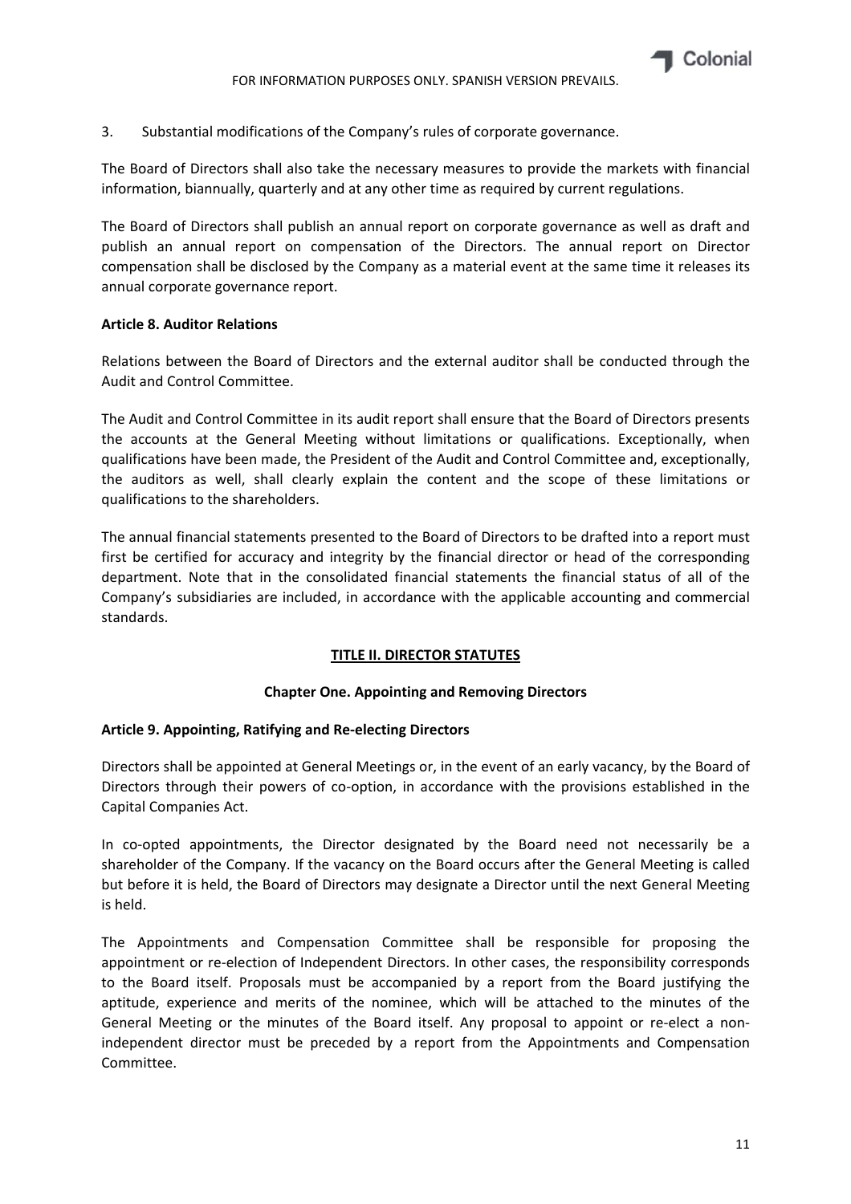3. Substantial modifications of the Company's rules of corporate governance.

The Board of Directors shall also take the necessary measures to provide the markets with financial information, biannually, quarterly and at any other time as required by current regulations.

The Board of Directors shall publish an annual report on corporate governance as well as draft and publish an annual report on compensation of the Directors. The annual report on Director compensation shall be disclosed by the Company as a material event at the same time it releases its annual corporate governance report.

**Article 8. Auditor Relations**

Relations between the Board of Directors and the external auditor shall be conducted through the Audit and Control Committee.

The Audit and Control Committee in its audit report shall ensure that the Board of Directors presents the accounts at the General Meeting without limitations or qualifications. Exceptionally, when qualifications have been made, the President of the Audit and Control Committee and, exceptionally, the auditors as well, shall clearly explain the content and the scope of these limitations or qualifications to the shareholders.

The annual financial statements presented to the Board of Directors to be drafted into a report must first be certified for accuracy and integrity by the financial director or head of the corresponding department. Note that in the consolidated financial statements the financial status of all of the Company's subsidiaries are included, in accordance with the applicable accounting and commercial standards.

## TITLE II. DIRECTOR STATUTES

### Chapter One. Appointing and Removing Directors

**Article 9. Appointing, Ratifying and Re-electing Directors**

Directors shall be appointed at General Meetings or, in the event of an early vacancy, by the Board of Directors through their powers of co-option, in accordance with the provisions established in the Capital Companies Act.

In co-opted appointments, the Director designated by the Board need not necessarily be a shareholder of the Company. If the vacancy on the Board occurs after the General Meeting is called but before it is held, the Board of Directors may designate a Director until the next General Meeting is held.

The Appointments and Compensation Committee shall be responsible for proposing the appointment or re-election of Independent Directors. In other cases, the responsibility corresponds to the Board itself. Proposals must be accompanied by a report from the Board justifying the aptitude, experience and merits of the nominee, which will be attached to the minutes of the General Meeting or the minutes of the Board itself. Any proposal to appoint or re-elect a non-independent director must be preceded by a report from the Appointments and Compensation Committee.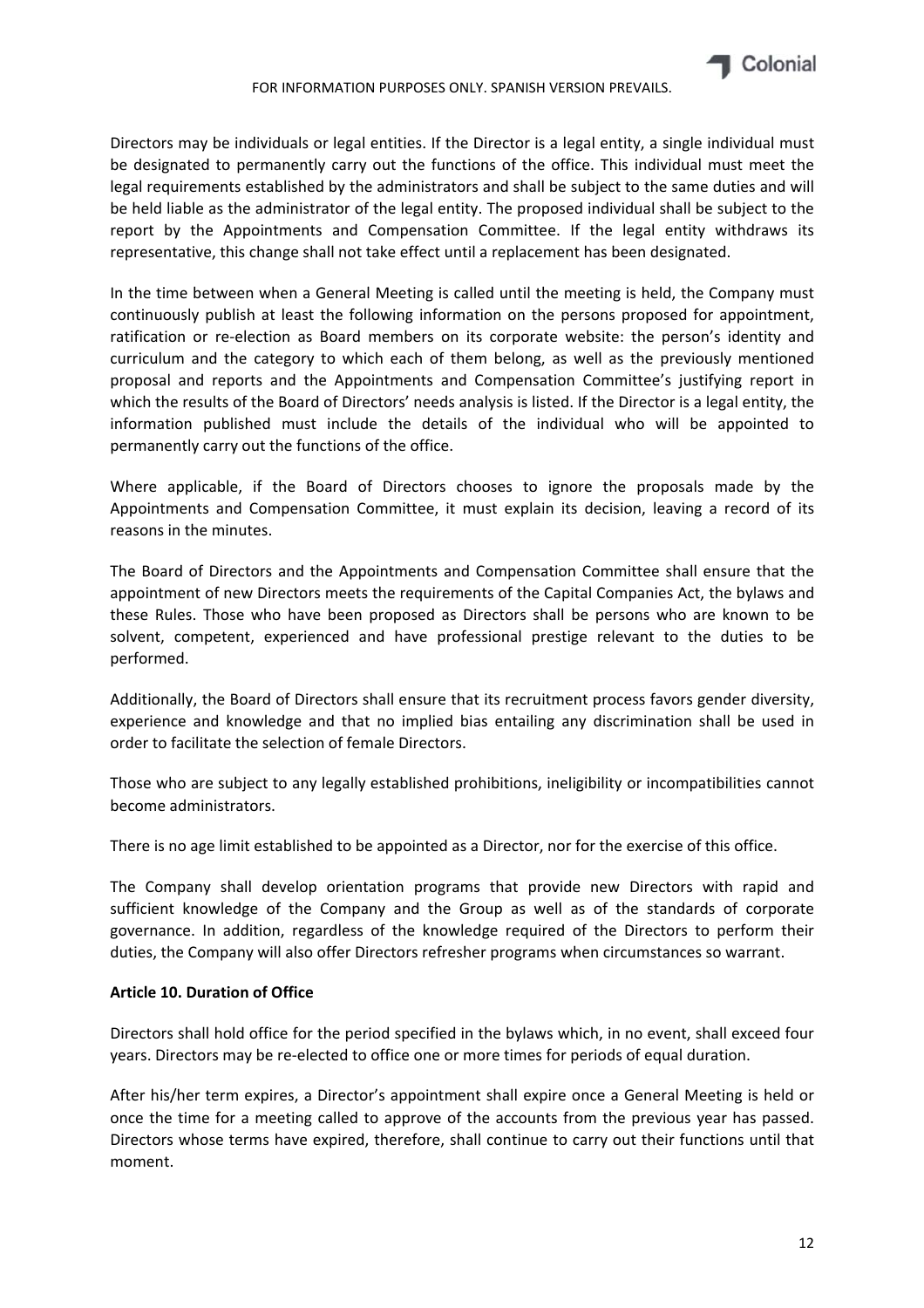Directors may be individuals or legal entities. If the Director is a legal entity, a single individual must be designated to permanently carry out the functions of the office. This individual must meet the legal requirements established by the administrators and shall be subject to the same duties and will be held liable as the administrator of the legal entity. The proposed individual shall be subject to the report by the Appointments and Compensation Committee. If the legal entity withdraws its representative, this change shall not take effect until a replacement has been designated.

In the time between when a General Meeting is called until the meeting is held, the Company must continuously publish at least the following information on the persons proposed for appointment, ratification or re-election as Board members on its corporate website: the person's identity and curriculum and the category to which each of them belong, as well as the previously mentioned proposal and reports and the Appointments and Compensation Committee's justifying report in which the results of the Board of Directors' needs analysis is listed. If the Director is a legal entity, the information published must include the details of the individual who will be appointed to permanently carry out the functions of the office.

Where applicable, if the Board of Directors chooses to ignore the proposals made by the Appointments and Compensation Committee, it must explain its decision, leaving a record of its reasons in the minutes.

The Board of Directors and the Appointments and Compensation Committee shall ensure that the appointment of new Directors meets the requirements of the Capital Companies Act, the bylaws and these Rules. Those who have been proposed as Directors shall be persons who are known to be solvent, competent, experienced and have professional prestige relevant to the duties to be performed.

Additionally, the Board of Directors shall ensure that its recruitment process favors gender diversity, experience and knowledge and that no implied bias entailing any discrimination shall be used in order to facilitate the selection of female Directors.

Those who are subject to any legally established prohibitions, ineligibility or incompatibilities cannot become administrators.

There is no age limit established to be appointed as a Director, nor for the exercise of this office.

The Company shall develop orientation programs that provide new Directors with rapid and sufficient knowledge of the Company and the Group as well as of the standards of corporate governance. In addition, regardless of the knowledge required of the Directors to perform their duties, the Company will also offer Directors refresher programs when circumstances so warrant.

**Article 10. Duration of Office**

Directors shall hold office for the period specified in the bylaws which, in no event, shall exceed four years. Directors may be re-elected to office one or more times for periods of equal duration.

After his/her term expires, a Director's appointment shall expire once a General Meeting is held or once the time for a meeting called to approve of the accounts from the previous year has passed. Directors whose terms have expired, therefore, shall continue to carry out their functions until that moment.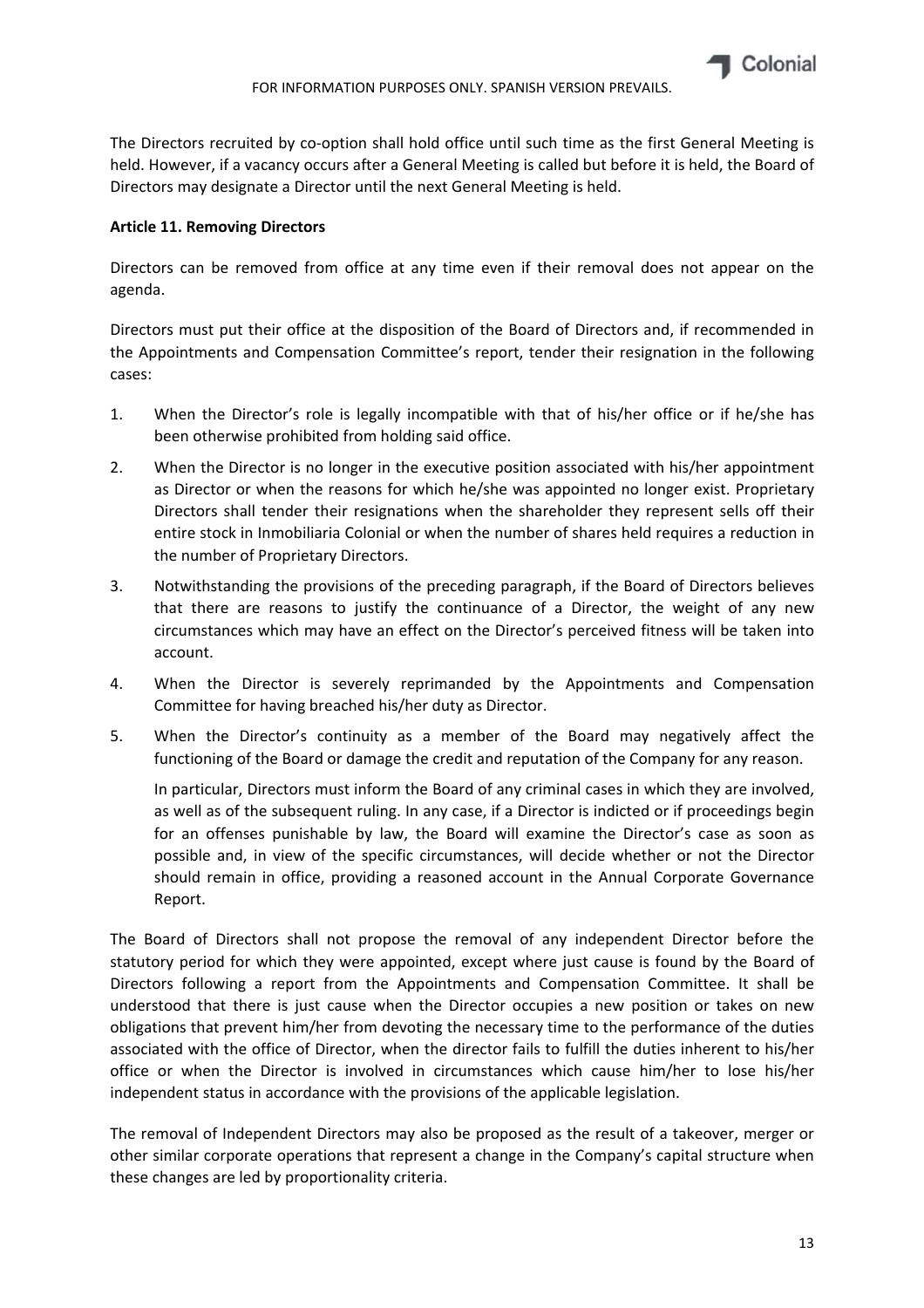The Directors recruited by co-option shall hold office until such time as the first General Meeting is held. However, if a vacancy occurs after a General Meeting is called but before it is held, the Board of Directors may designate a Director until the next General Meeting is held.

**Article 11. Removing Directors**

Directors can be removed from office at any time even if their removal does not appear on the agenda.

Directors must put their office at the disposition of the Board of Directors and, if recommended in the Appointments and Compensation Committee's report, tender their resignation in the following cases:

1. When the Director's role is legally incompatible with that of his/her office or if he/she has been otherwise prohibited from holding said office.
2. When the Director is no longer in the executive position associated with his/her appointment as Director or when the reasons for which he/she was appointed no longer exist. Proprietary Directors shall tender their resignations when the shareholder they represent sells off their entire stock in Inmobiliaria Colonial or when the number of shares held requires a reduction in the number of Proprietary Directors.
3. Notwithstanding the provisions of the preceding paragraph, if the Board of Directors believes that there are reasons to justify the continuance of a Director, the weight of any new circumstances which may have an effect on the Director's perceived fitness will be taken into account.
4. When the Director is severely reprimanded by the Appointments and Compensation Committee for having breached his/her duty as Director.
5. When the Director's continuity as a member of the Board may negatively affect the functioning of the Board or damage the credit and reputation of the Company for any reason.

   In particular, Directors must inform the Board of any criminal cases in which they are involved, as well as of the subsequent ruling. In any case, if a Director is indicted or if proceedings begin for an offenses punishable by law, the Board will examine the Director's case as soon as possible and, in view of the specific circumstances, will decide whether or not the Director should remain in office, providing a reasoned account in the Annual Corporate Governance Report.

The Board of Directors shall not propose the removal of any independent Director before the statutory period for which they were appointed, except where just cause is found by the Board of Directors following a report from the Appointments and Compensation Committee. It shall be understood that there is just cause when the Director occupies a new position or takes on new obligations that prevent him/her from devoting the necessary time to the performance of the duties associated with the office of Director, when the director fails to fulfill the duties inherent to his/her office or when the Director is involved in circumstances which cause him/her to lose his/her independent status in accordance with the provisions of the applicable legislation.

The removal of Independent Directors may also be proposed as the result of a takeover, merger or other similar corporate operations that represent a change in the Company's capital structure when these changes are led by proportionality criteria.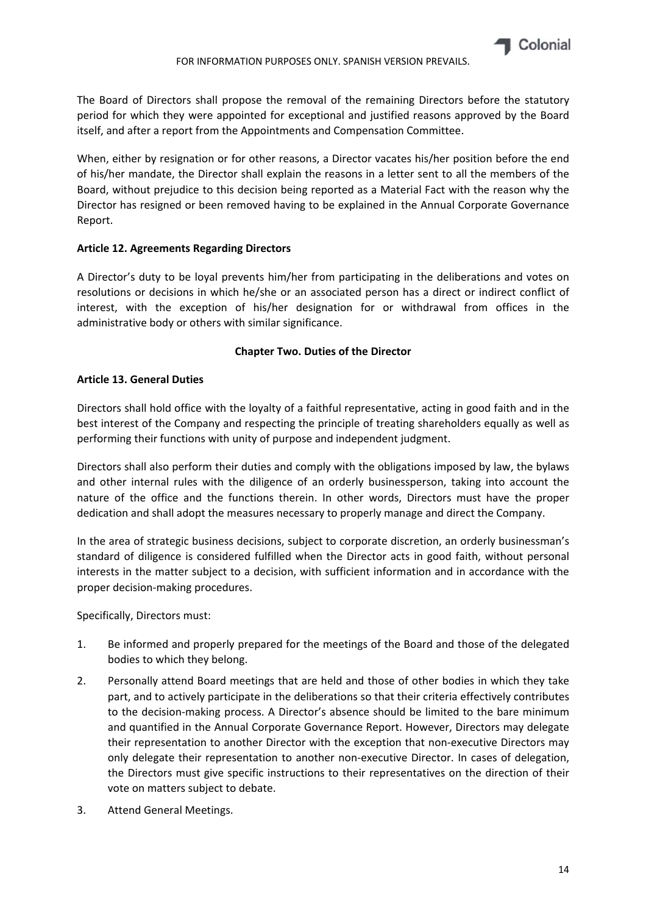The Board of Directors shall propose the removal of the remaining Directors before the statutory period for which they were appointed for exceptional and justified reasons approved by the Board itself, and after a report from the Appointments and Compensation Committee.

When, either by resignation or for other reasons, a Director vacates his/her position before the end of his/her mandate, the Director shall explain the reasons in a letter sent to all the members of the Board, without prejudice to this decision being reported as a Material Fact with the reason why the Director has resigned or been removed having to be explained in the Annual Corporate Governance Report.

**Article 12. Agreements Regarding Directors**

A Director's duty to be loyal prevents him/her from participating in the deliberations and votes on resolutions or decisions in which he/she or an associated person has a direct or indirect conflict of interest, with the exception of his/her designation for or withdrawal from offices in the administrative body or others with similar significance.

**Chapter Two. Duties of the Director**

**Article 13. General Duties**

Directors shall hold office with the loyalty of a faithful representative, acting in good faith and in the best interest of the Company and respecting the principle of treating shareholders equally as well as performing their functions with unity of purpose and independent judgment.

Directors shall also perform their duties and comply with the obligations imposed by law, the bylaws and other internal rules with the diligence of an orderly businessperson, taking into account the nature of the office and the functions therein. In other words, Directors must have the proper dedication and shall adopt the measures necessary to properly manage and direct the Company.

In the area of strategic business decisions, subject to corporate discretion, an orderly businessman's standard of diligence is considered fulfilled when the Director acts in good faith, without personal interests in the matter subject to a decision, with sufficient information and in accordance with the proper decision-making procedures.

Specifically, Directors must:

1. Be informed and properly prepared for the meetings of the Board and those of the delegated bodies to which they belong.
2. Personally attend Board meetings that are held and those of other bodies in which they take part, and to actively participate in the deliberations so that their criteria effectively contributes to the decision-making process. A Director's absence should be limited to the bare minimum and quantified in the Annual Corporate Governance Report. However, Directors may delegate their representation to another Director with the exception that non-executive Directors may only delegate their representation to another non-executive Director. In cases of delegation, the Directors must give specific instructions to their representatives on the direction of their vote on matters subject to debate.
3. Attend General Meetings.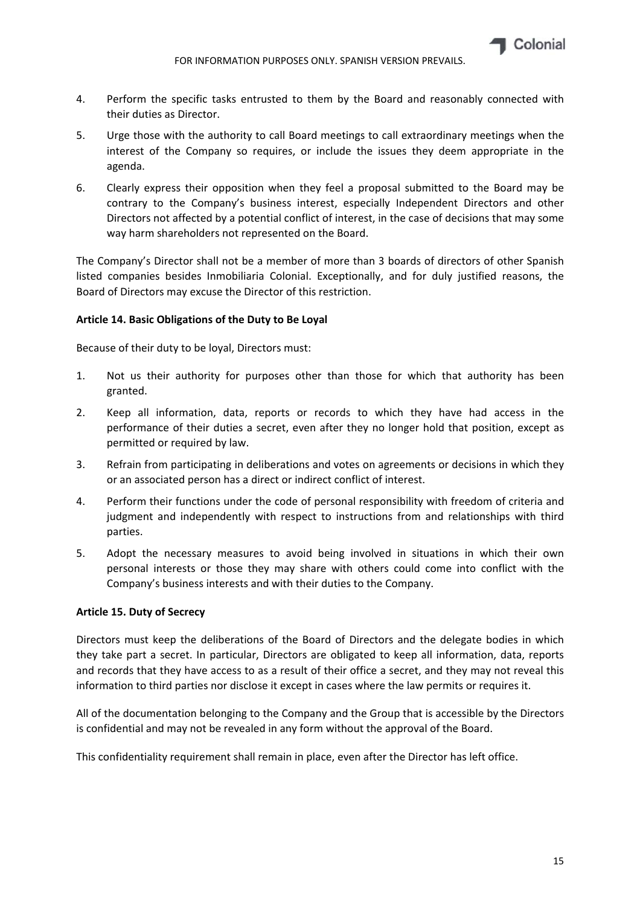4. Perform the specific tasks entrusted to them by the Board and reasonably connected with their duties as Director.
5. Urge those with the authority to call Board meetings to call extraordinary meetings when the interest of the Company so requires, or include the issues they deem appropriate in the agenda.
6. Clearly express their opposition when they feel a proposal submitted to the Board may be contrary to the Company's business interest, especially Independent Directors and other Directors not affected by a potential conflict of interest, in the case of decisions that may some way harm shareholders not represented on the Board.

The Company's Director shall not be a member of more than 3 boards of directors of other Spanish listed companies besides Inmobiliaria Colonial. Exceptionally, and for duly justified reasons, the Board of Directors may excuse the Director of this restriction.

**Article 14. Basic Obligations of the Duty to Be Loyal**

Because of their duty to be loyal, Directors must:

1. Not us their authority for purposes other than those for which that authority has been granted.
2. Keep all information, data, reports or records to which they have had access in the performance of their duties a secret, even after they no longer hold that position, except as permitted or required by law.
3. Refrain from participating in deliberations and votes on agreements or decisions in which they or an associated person has a direct or indirect conflict of interest.
4. Perform their functions under the code of personal responsibility with freedom of criteria and judgment and independently with respect to instructions from and relationships with third parties.
5. Adopt the necessary measures to avoid being involved in situations in which their own personal interests or those they may share with others could come into conflict with the Company's business interests and with their duties to the Company.

**Article 15. Duty of Secrecy**

Directors must keep the deliberations of the Board of Directors and the delegate bodies in which they take part a secret. In particular, Directors are obligated to keep all information, data, reports and records that they have access to as a result of their office a secret, and they may not reveal this information to third parties nor disclose it except in cases where the law permits or requires it.

All of the documentation belonging to the Company and the Group that is accessible by the Directors is confidential and may not be revealed in any form without the approval of the Board.

This confidentiality requirement shall remain in place, even after the Director has left office.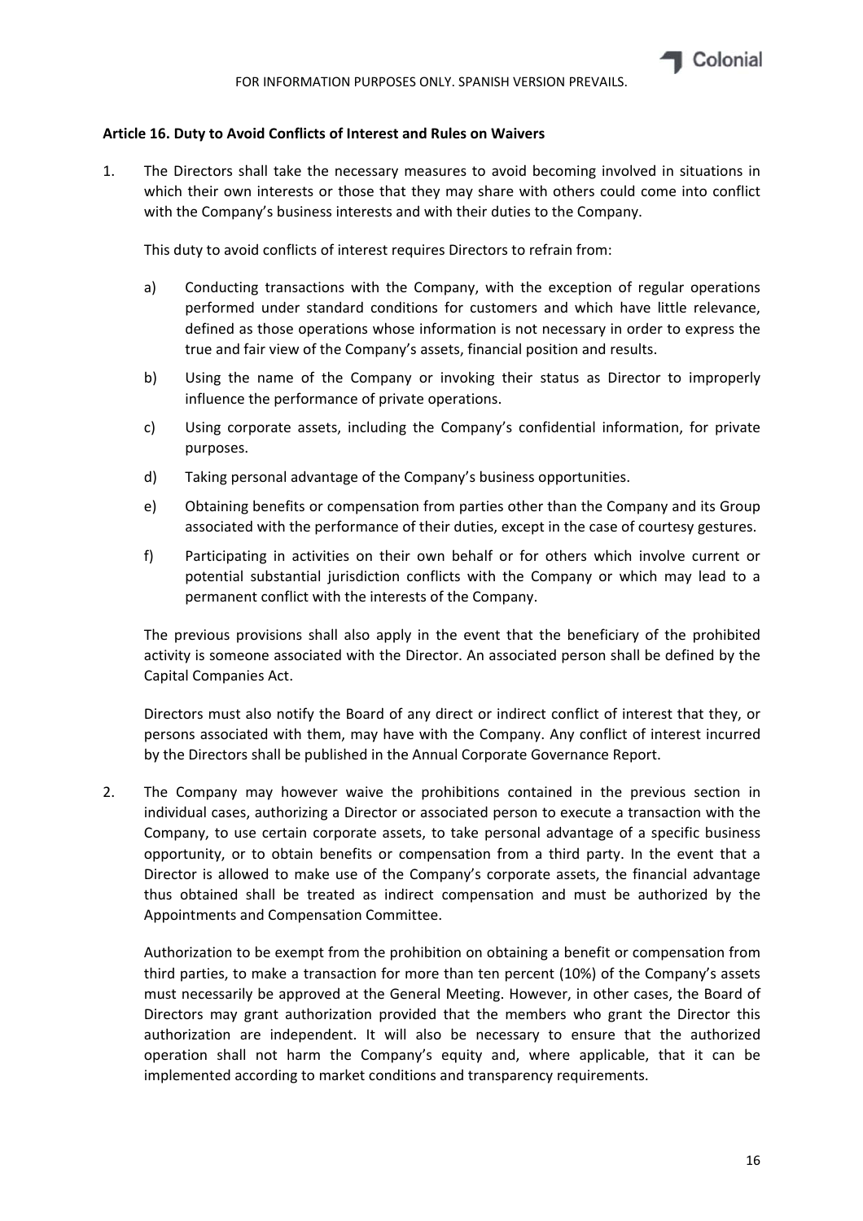**Article 16. Duty to Avoid Conflicts of Interest and Rules on Waivers**

1. The Directors shall take the necessary measures to avoid becoming involved in situations in which their own interests or those that they may share with others could come into conflict with the Company's business interests and with their duties to the Company.

   This duty to avoid conflicts of interest requires Directors to refrain from:

   a) Conducting transactions with the Company, with the exception of regular operations performed under standard conditions for customers and which have little relevance, defined as those operations whose information is not necessary in order to express the true and fair view of the Company's assets, financial position and results.

   b) Using the name of the Company or invoking their status as Director to improperly influence the performance of private operations.

   c) Using corporate assets, including the Company's confidential information, for private purposes.

   d) Taking personal advantage of the Company's business opportunities.

   e) Obtaining benefits or compensation from parties other than the Company and its Group associated with the performance of their duties, except in the case of courtesy gestures.

   f) Participating in activities on their own behalf or for others which involve current or potential substantial jurisdiction conflicts with the Company or which may lead to a permanent conflict with the interests of the Company.

   The previous provisions shall also apply in the event that the beneficiary of the prohibited activity is someone associated with the Director. An associated person shall be defined by the Capital Companies Act.

   Directors must also notify the Board of any direct or indirect conflict of interest that they, or persons associated with them, may have with the Company. Any conflict of interest incurred by the Directors shall be published in the Annual Corporate Governance Report.

2. The Company may however waive the prohibitions contained in the previous section in individual cases, authorizing a Director or associated person to execute a transaction with the Company, to use certain corporate assets, to take personal advantage of a specific business opportunity, or to obtain benefits or compensation from a third party. In the event that a Director is allowed to make use of the Company's corporate assets, the financial advantage thus obtained shall be treated as indirect compensation and must be authorized by the Appointments and Compensation Committee.

   Authorization to be exempt from the prohibition on obtaining a benefit or compensation from third parties, to make a transaction for more than ten percent (10%) of the Company's assets must necessarily be approved at the General Meeting. However, in other cases, the Board of Directors may grant authorization provided that the members who grant the Director this authorization are independent. It will also be necessary to ensure that the authorized operation shall not harm the Company's equity and, where applicable, that it can be implemented according to market conditions and transparency requirements.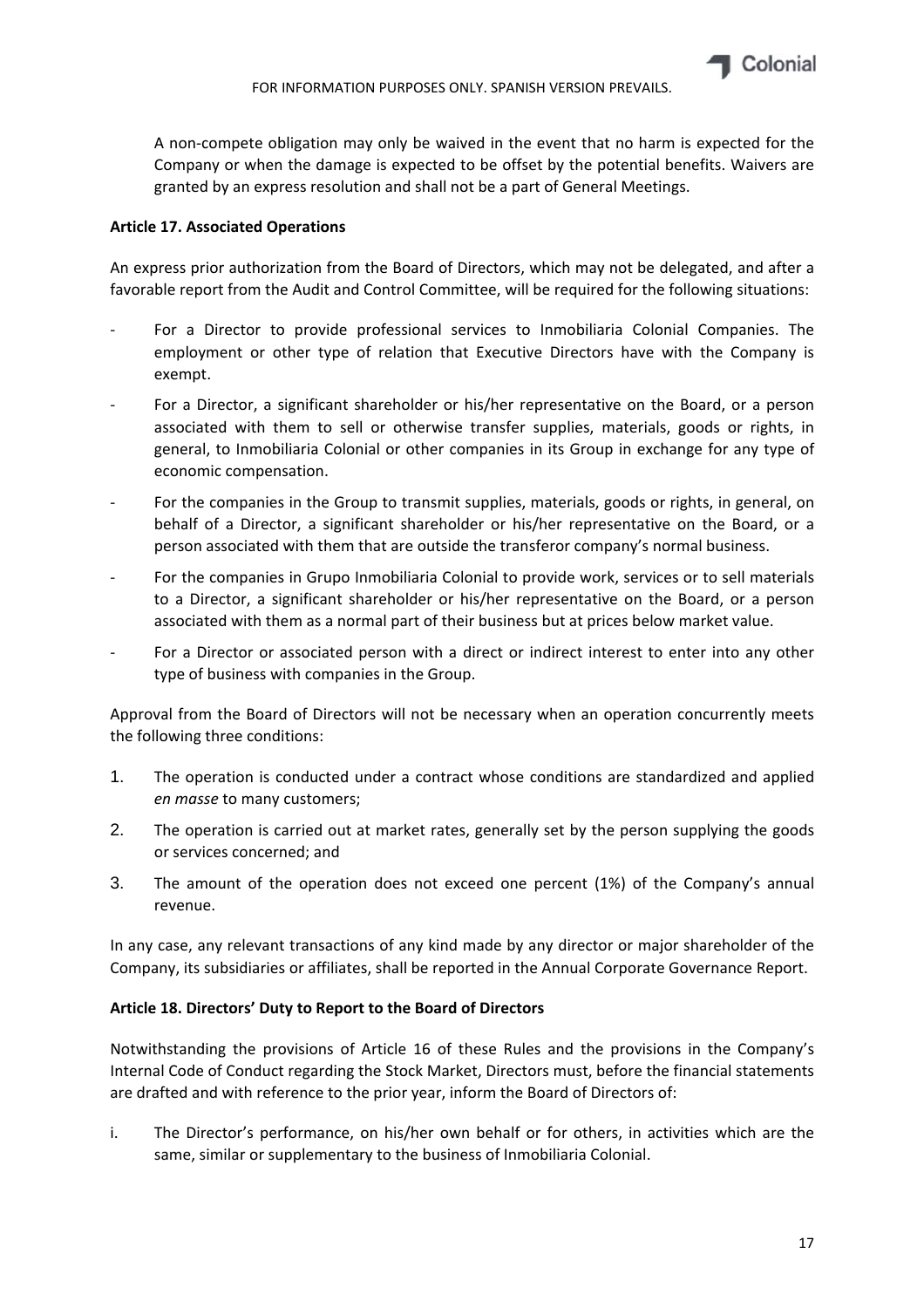A non-compete obligation may only be waived in the event that no harm is expected for the Company or when the damage is expected to be offset by the potential benefits. Waivers are granted by an express resolution and shall not be a part of General Meetings.

**Article 17. Associated Operations**

An express prior authorization from the Board of Directors, which may not be delegated, and after a favorable report from the Audit and Control Committee, will be required for the following situations:

- For a Director to provide professional services to Inmobiliaria Colonial Companies. The employment or other type of relation that Executive Directors have with the Company is exempt.
- For a Director, a significant shareholder or his/her representative on the Board, or a person associated with them to sell or otherwise transfer supplies, materials, goods or rights, in general, to Inmobiliaria Colonial or other companies in its Group in exchange for any type of economic compensation.
- For the companies in the Group to transmit supplies, materials, goods or rights, in general, on behalf of a Director, a significant shareholder or his/her representative on the Board, or a person associated with them that are outside the transferor company's normal business.
- For the companies in Grupo Inmobiliaria Colonial to provide work, services or to sell materials to a Director, a significant shareholder or his/her representative on the Board, or a person associated with them as a normal part of their business but at prices below market value.
- For a Director or associated person with a direct or indirect interest to enter into any other type of business with companies in the Group.

Approval from the Board of Directors will not be necessary when an operation concurrently meets the following three conditions:

1. The operation is conducted under a contract whose conditions are standardized and applied *en masse* to many customers;
2. The operation is carried out at market rates, generally set by the person supplying the goods or services concerned; and
3. The amount of the operation does not exceed one percent (1%) of the Company's annual revenue.

In any case, any relevant transactions of any kind made by any director or major shareholder of the Company, its subsidiaries or affiliates, shall be reported in the Annual Corporate Governance Report.

**Article 18. Directors' Duty to Report to the Board of Directors**

Notwithstanding the provisions of Article 16 of these Rules and the provisions in the Company's Internal Code of Conduct regarding the Stock Market, Directors must, before the financial statements are drafted and with reference to the prior year, inform the Board of Directors of:

i. The Director's performance, on his/her own behalf or for others, in activities which are the same, similar or supplementary to the business of Inmobiliaria Colonial.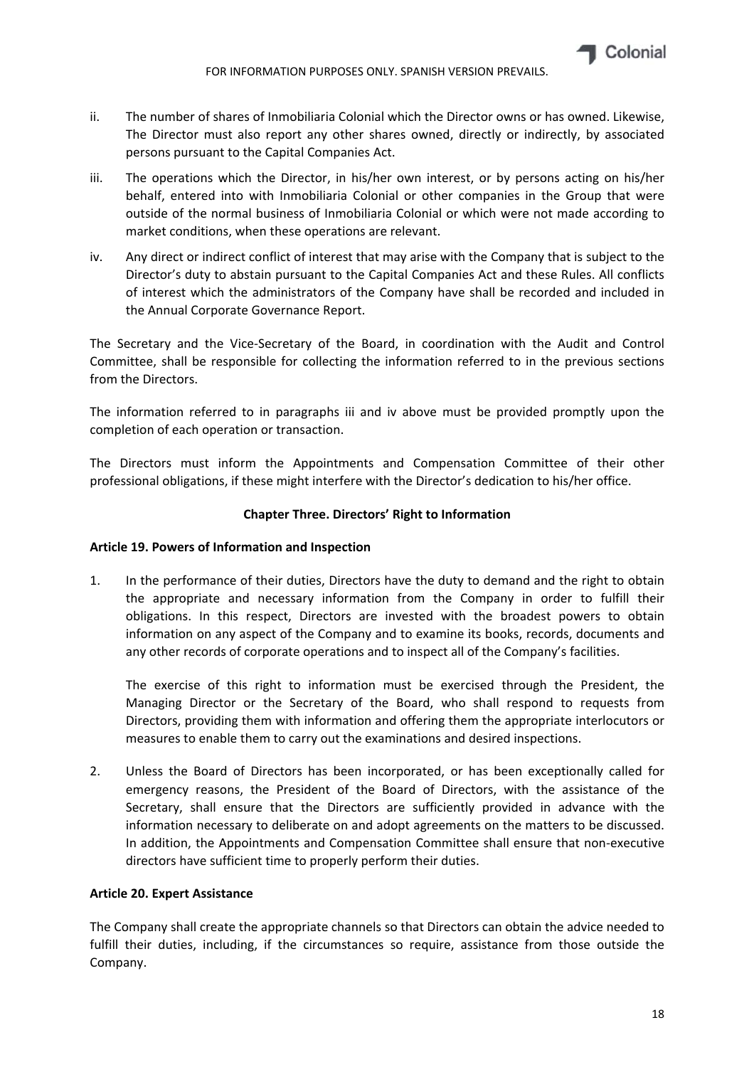ii. The number of shares of Inmobiliaria Colonial which the Director owns or has owned. Likewise, The Director must also report any other shares owned, directly or indirectly, by associated persons pursuant to the Capital Companies Act.

iii. The operations which the Director, in his/her own interest, or by persons acting on his/her behalf, entered into with Inmobiliaria Colonial or other companies in the Group that were outside of the normal business of Inmobiliaria Colonial or which were not made according to market conditions, when these operations are relevant.

iv. Any direct or indirect conflict of interest that may arise with the Company that is subject to the Director's duty to abstain pursuant to the Capital Companies Act and these Rules. All conflicts of interest which the administrators of the Company have shall be recorded and included in the Annual Corporate Governance Report.

The Secretary and the Vice-Secretary of the Board, in coordination with the Audit and Control Committee, shall be responsible for collecting the information referred to in the previous sections from the Directors.

The information referred to in paragraphs iii and iv above must be provided promptly upon the completion of each operation or transaction.

The Directors must inform the Appointments and Compensation Committee of their other professional obligations, if these might interfere with the Director's dedication to his/her office.

## Chapter Three. Directors' Right to Information

### Article 19. Powers of Information and Inspection

1. In the performance of their duties, Directors have the duty to demand and the right to obtain the appropriate and necessary information from the Company in order to fulfill their obligations. In this respect, Directors are invested with the broadest powers to obtain information on any aspect of the Company and to examine its books, records, documents and any other records of corporate operations and to inspect all of the Company's facilities.

   The exercise of this right to information must be exercised through the President, the Managing Director or the Secretary of the Board, who shall respond to requests from Directors, providing them with information and offering them the appropriate interlocutors or measures to enable them to carry out the examinations and desired inspections.

2. Unless the Board of Directors has been incorporated, or has been exceptionally called for emergency reasons, the President of the Board of Directors, with the assistance of the Secretary, shall ensure that the Directors are sufficiently provided in advance with the information necessary to deliberate on and adopt agreements on the matters to be discussed. In addition, the Appointments and Compensation Committee shall ensure that non-executive directors have sufficient time to properly perform their duties.

### Article 20. Expert Assistance

The Company shall create the appropriate channels so that Directors can obtain the advice needed to fulfill their duties, including, if the circumstances so require, assistance from those outside the Company.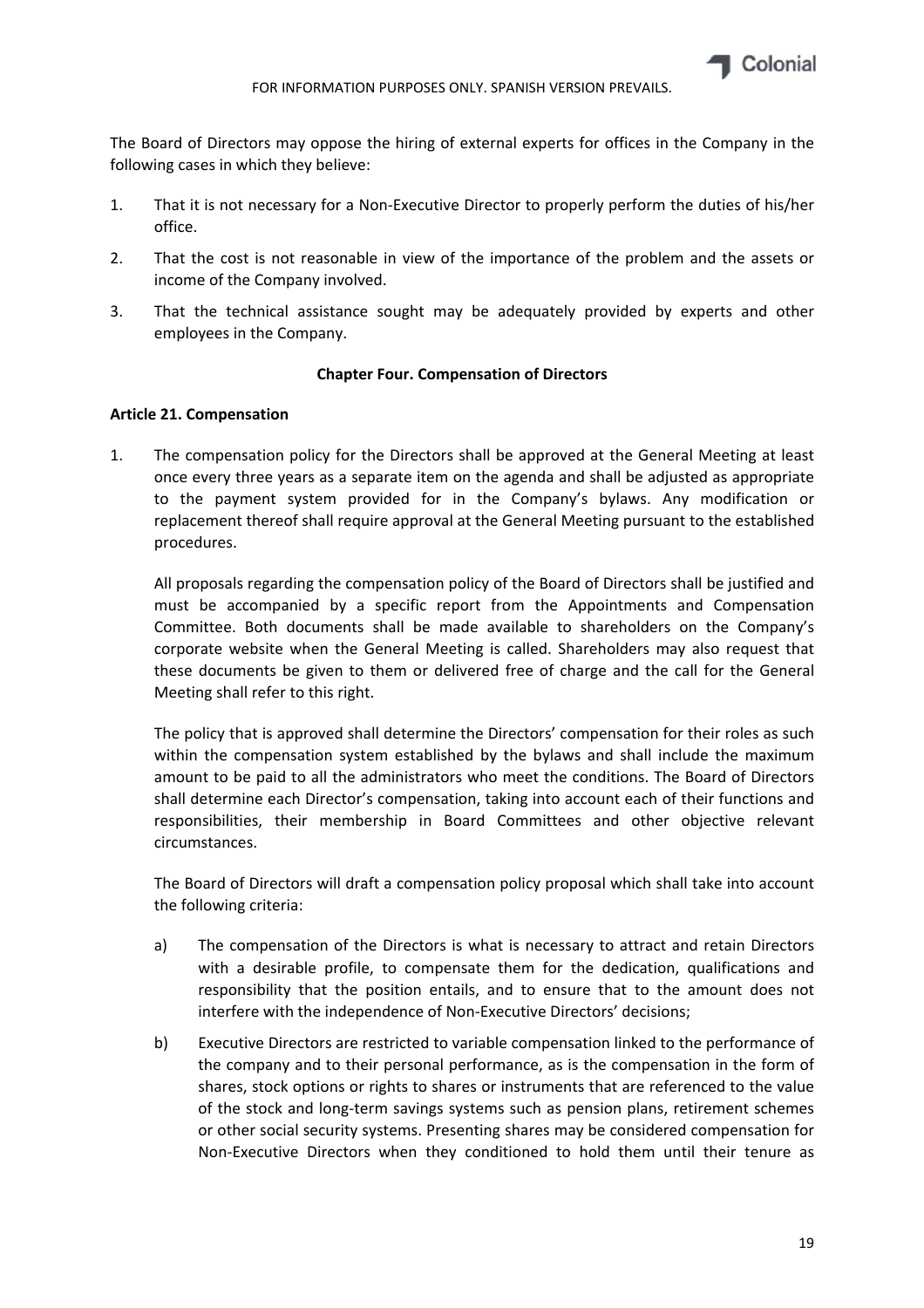The Board of Directors may oppose the hiring of external experts for offices in the Company in the following cases in which they believe:

1. That it is not necessary for a Non-Executive Director to properly perform the duties of his/her office.
2. That the cost is not reasonable in view of the importance of the problem and the assets or income of the Company involved.
3. That the technical assistance sought may be adequately provided by experts and other employees in the Company.

## Chapter Four. Compensation of Directors

### Article 21. Compensation

1. The compensation policy for the Directors shall be approved at the General Meeting at least once every three years as a separate item on the agenda and shall be adjusted as appropriate to the payment system provided for in the Company's bylaws. Any modification or replacement thereof shall require approval at the General Meeting pursuant to the established procedures.

   All proposals regarding the compensation policy of the Board of Directors shall be justified and must be accompanied by a specific report from the Appointments and Compensation Committee. Both documents shall be made available to shareholders on the Company's corporate website when the General Meeting is called. Shareholders may also request that these documents be given to them or delivered free of charge and the call for the General Meeting shall refer to this right.

   The policy that is approved shall determine the Directors' compensation for their roles as such within the compensation system established by the bylaws and shall include the maximum amount to be paid to all the administrators who meet the conditions. The Board of Directors shall determine each Director's compensation, taking into account each of their functions and responsibilities, their membership in Board Committees and other objective relevant circumstances.

   The Board of Directors will draft a compensation policy proposal which shall take into account the following criteria:

   a) The compensation of the Directors is what is necessary to attract and retain Directors with a desirable profile, to compensate them for the dedication, qualifications and responsibility that the position entails, and to ensure that to the amount does not interfere with the independence of Non-Executive Directors' decisions;

   b) Executive Directors are restricted to variable compensation linked to the performance of the company and to their personal performance, as is the compensation in the form of shares, stock options or rights to shares or instruments that are referenced to the value of the stock and long-term savings systems such as pension plans, retirement schemes or other social security systems. Presenting shares may be considered compensation for Non-Executive Directors when they conditioned to hold them until their tenure as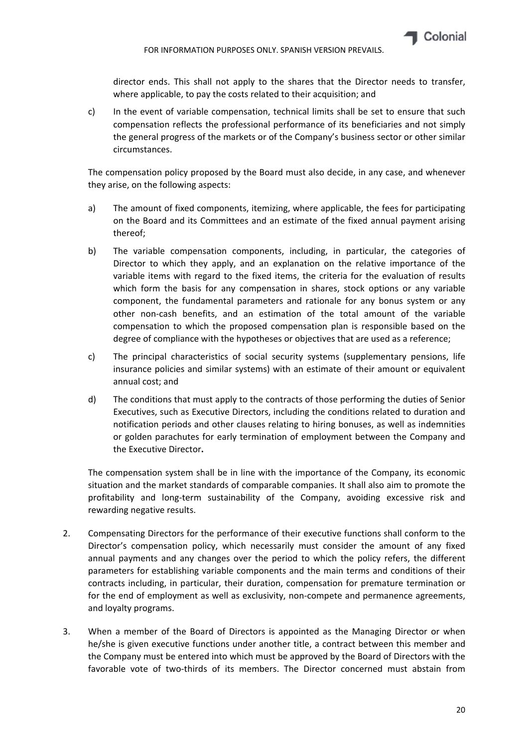director ends. This shall not apply to the shares that the Director needs to transfer, where applicable, to pay the costs related to their acquisition; and

c) In the event of variable compensation, technical limits shall be set to ensure that such compensation reflects the professional performance of its beneficiaries and not simply the general progress of the markets or of the Company's business sector or other similar circumstances.

The compensation policy proposed by the Board must also decide, in any case, and whenever they arise, on the following aspects:

a) The amount of fixed components, itemizing, where applicable, the fees for participating on the Board and its Committees and an estimate of the fixed annual payment arising thereof;

b) The variable compensation components, including, in particular, the categories of Director to which they apply, and an explanation on the relative importance of the variable items with regard to the fixed items, the criteria for the evaluation of results which form the basis for any compensation in shares, stock options or any variable component, the fundamental parameters and rationale for any bonus system or any other non-cash benefits, and an estimation of the total amount of the variable compensation to which the proposed compensation plan is responsible based on the degree of compliance with the hypotheses or objectives that are used as a reference;

c) The principal characteristics of social security systems (supplementary pensions, life insurance policies and similar systems) with an estimate of their amount or equivalent annual cost; and

d) The conditions that must apply to the contracts of those performing the duties of Senior Executives, such as Executive Directors, including the conditions related to duration and notification periods and other clauses relating to hiring bonuses, as well as indemnities or golden parachutes for early termination of employment between the Company and the Executive Director.

The compensation system shall be in line with the importance of the Company, its economic situation and the market standards of comparable companies. It shall also aim to promote the profitability and long-term sustainability of the Company, avoiding excessive risk and rewarding negative results.

2. Compensating Directors for the performance of their executive functions shall conform to the Director's compensation policy, which necessarily must consider the amount of any fixed annual payments and any changes over the period to which the policy refers, the different parameters for establishing variable components and the main terms and conditions of their contracts including, in particular, their duration, compensation for premature termination or for the end of employment as well as exclusivity, non-compete and permanence agreements, and loyalty programs.

3. When a member of the Board of Directors is appointed as the Managing Director or when he/she is given executive functions under another title, a contract between this member and the Company must be entered into which must be approved by the Board of Directors with the favorable vote of two-thirds of its members. The Director concerned must abstain from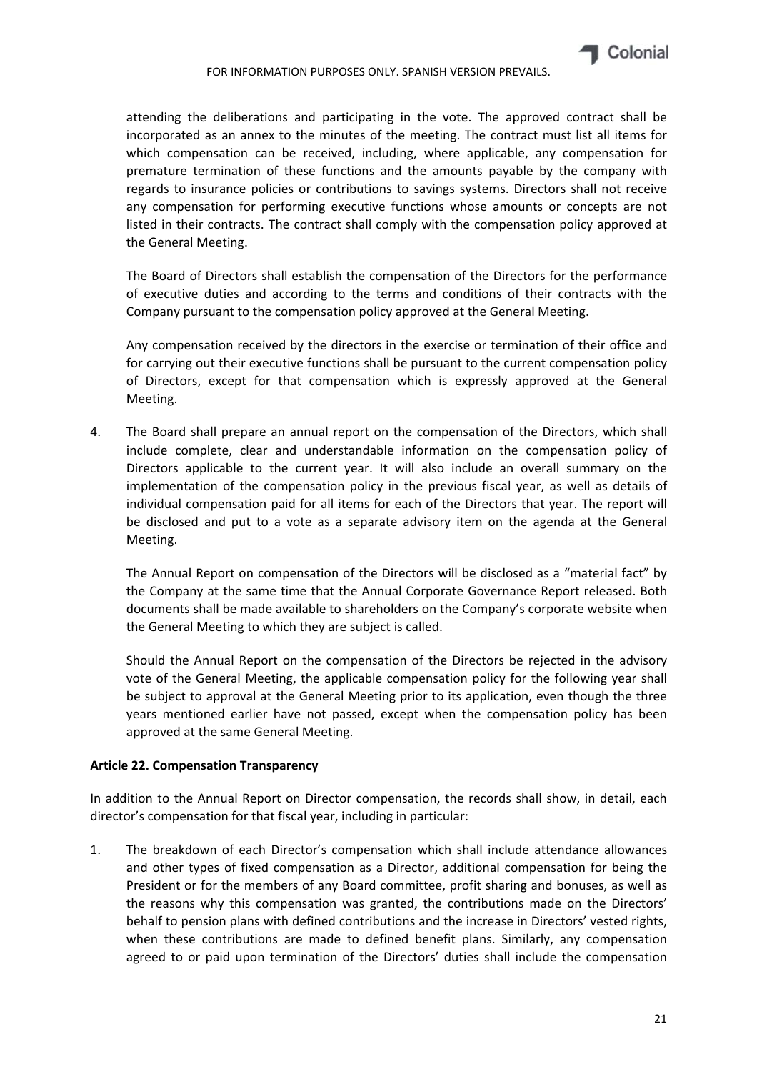attending the deliberations and participating in the vote. The approved contract shall be incorporated as an annex to the minutes of the meeting. The contract must list all items for which compensation can be received, including, where applicable, any compensation for premature termination of these functions and the amounts payable by the company with regards to insurance policies or contributions to savings systems. Directors shall not receive any compensation for performing executive functions whose amounts or concepts are not listed in their contracts. The contract shall comply with the compensation policy approved at the General Meeting.

The Board of Directors shall establish the compensation of the Directors for the performance of executive duties and according to the terms and conditions of their contracts with the Company pursuant to the compensation policy approved at the General Meeting.

Any compensation received by the directors in the exercise or termination of their office and for carrying out their executive functions shall be pursuant to the current compensation policy of Directors, except for that compensation which is expressly approved at the General Meeting.

4. The Board shall prepare an annual report on the compensation of the Directors, which shall include complete, clear and understandable information on the compensation policy of Directors applicable to the current year. It will also include an overall summary on the implementation of the compensation policy in the previous fiscal year, as well as details of individual compensation paid for all items for each of the Directors that year. The report will be disclosed and put to a vote as a separate advisory item on the agenda at the General Meeting.

   The Annual Report on compensation of the Directors will be disclosed as a "material fact" by the Company at the same time that the Annual Corporate Governance Report released. Both documents shall be made available to shareholders on the Company's corporate website when the General Meeting to which they are subject is called.

   Should the Annual Report on the compensation of the Directors be rejected in the advisory vote of the General Meeting, the applicable compensation policy for the following year shall be subject to approval at the General Meeting prior to its application, even though the three years mentioned earlier have not passed, except when the compensation policy has been approved at the same General Meeting.

**Article 22. Compensation Transparency**

In addition to the Annual Report on Director compensation, the records shall show, in detail, each director's compensation for that fiscal year, including in particular:

1. The breakdown of each Director's compensation which shall include attendance allowances and other types of fixed compensation as a Director, additional compensation for being the President or for the members of any Board committee, profit sharing and bonuses, as well as the reasons why this compensation was granted, the contributions made on the Directors' behalf to pension plans with defined contributions and the increase in Directors' vested rights, when these contributions are made to defined benefit plans. Similarly, any compensation agreed to or paid upon termination of the Directors' duties shall include the compensation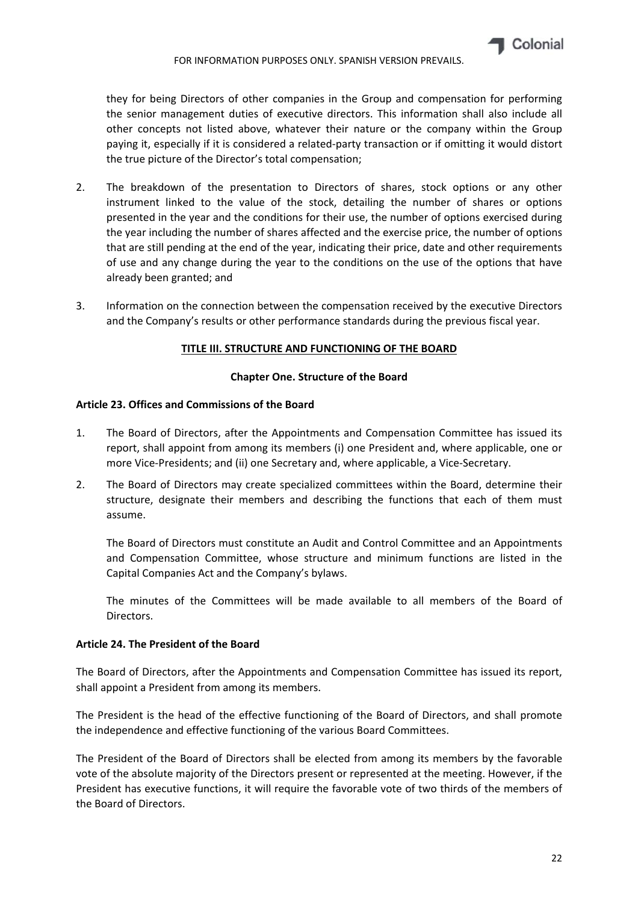they for being Directors of other companies in the Group and compensation for performing the senior management duties of executive directors. This information shall also include all other concepts not listed above, whatever their nature or the company within the Group paying it, especially if it is considered a related-party transaction or if omitting it would distort the true picture of the Director's total compensation;

2. The breakdown of the presentation to Directors of shares, stock options or any other instrument linked to the value of the stock, detailing the number of shares or options presented in the year and the conditions for their use, the number of options exercised during the year including the number of shares affected and the exercise price, the number of options that are still pending at the end of the year, indicating their price, date and other requirements of use and any change during the year to the conditions on the use of the options that have already been granted; and

3. Information on the connection between the compensation received by the executive Directors and the Company's results or other performance standards during the previous fiscal year.

## TITLE III. STRUCTURE AND FUNCTIONING OF THE BOARD

### Chapter One. Structure of the Board

#### Article 23. Offices and Commissions of the Board

1. The Board of Directors, after the Appointments and Compensation Committee has issued its report, shall appoint from among its members (i) one President and, where applicable, one or more Vice-Presidents; and (ii) one Secretary and, where applicable, a Vice-Secretary.

2. The Board of Directors may create specialized committees within the Board, determine their structure, designate their members and describing the functions that each of them must assume.

   The Board of Directors must constitute an Audit and Control Committee and an Appointments and Compensation Committee, whose structure and minimum functions are listed in the Capital Companies Act and the Company's bylaws.

   The minutes of the Committees will be made available to all members of the Board of Directors.

#### Article 24. The President of the Board

The Board of Directors, after the Appointments and Compensation Committee has issued its report, shall appoint a President from among its members.

The President is the head of the effective functioning of the Board of Directors, and shall promote the independence and effective functioning of the various Board Committees.

The President of the Board of Directors shall be elected from among its members by the favorable vote of the absolute majority of the Directors present or represented at the meeting. However, if the President has executive functions, it will require the favorable vote of two thirds of the members of the Board of Directors.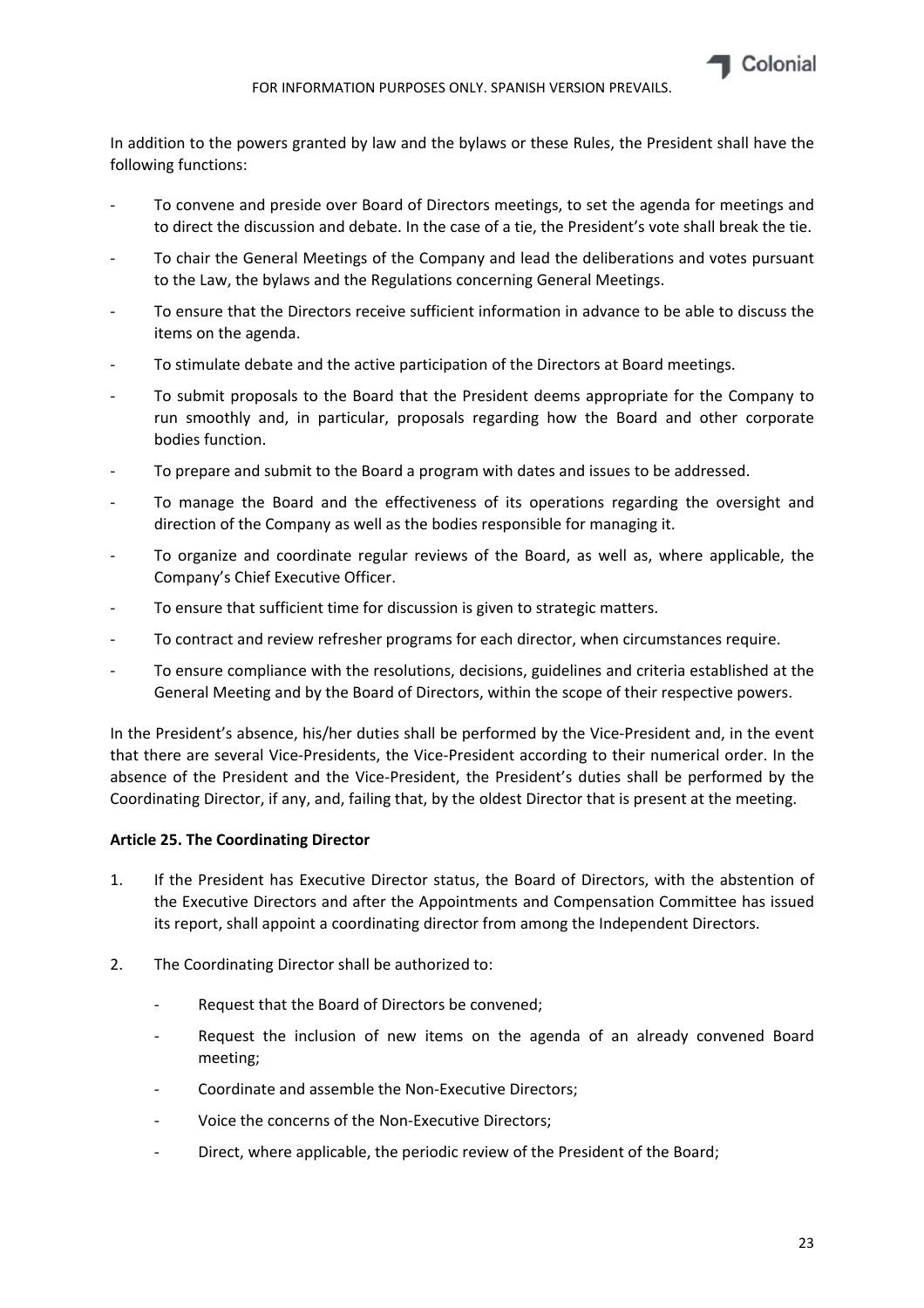In addition to the powers granted by law and the bylaws or these Rules, the President shall have the following functions:

- To convene and preside over Board of Directors meetings, to set the agenda for meetings and to direct the discussion and debate. In the case of a tie, the President's vote shall break the tie.
- To chair the General Meetings of the Company and lead the deliberations and votes pursuant to the Law, the bylaws and the Regulations concerning General Meetings.
- To ensure that the Directors receive sufficient information in advance to be able to discuss the items on the agenda.
- To stimulate debate and the active participation of the Directors at Board meetings.
- To submit proposals to the Board that the President deems appropriate for the Company to run smoothly and, in particular, proposals regarding how the Board and other corporate bodies function.
- To prepare and submit to the Board a program with dates and issues to be addressed.
- To manage the Board and the effectiveness of its operations regarding the oversight and direction of the Company as well as the bodies responsible for managing it.
- To organize and coordinate regular reviews of the Board, as well as, where applicable, the Company's Chief Executive Officer.
- To ensure that sufficient time for discussion is given to strategic matters.
- To contract and review refresher programs for each director, when circumstances require.
- To ensure compliance with the resolutions, decisions, guidelines and criteria established at the General Meeting and by the Board of Directors, within the scope of their respective powers.

In the President's absence, his/her duties shall be performed by the Vice-President and, in the event that there are several Vice-Presidents, the Vice-President according to their numerical order. In the absence of the President and the Vice-President, the President's duties shall be performed by the Coordinating Director, if any, and, failing that, by the oldest Director that is present at the meeting.

**Article 25. The Coordinating Director**

1. If the President has Executive Director status, the Board of Directors, with the abstention of the Executive Directors and after the Appointments and Compensation Committee has issued its report, shall appoint a coordinating director from among the Independent Directors.

2. The Coordinating Director shall be authorized to:

   - Request that the Board of Directors be convened;
   - Request the inclusion of new items on the agenda of an already convened Board meeting;
   - Coordinate and assemble the Non-Executive Directors;
   - Voice the concerns of the Non-Executive Directors;
   - Direct, where applicable, the periodic review of the President of the Board;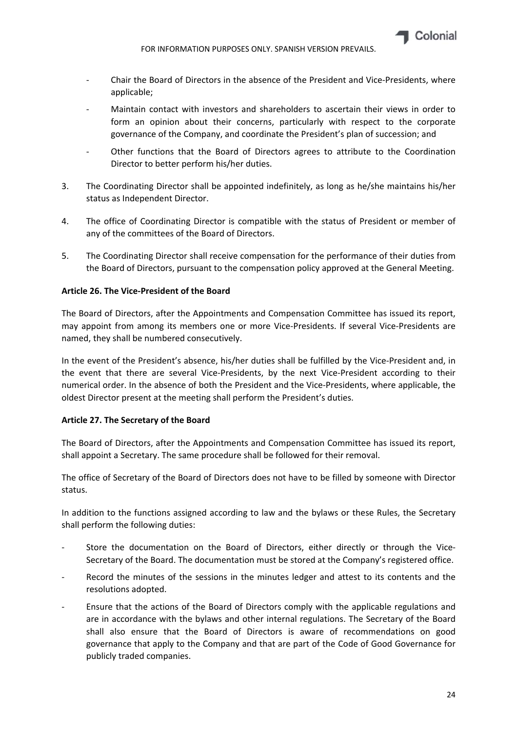- Chair the Board of Directors in the absence of the President and Vice-Presidents, where applicable;
- Maintain contact with investors and shareholders to ascertain their views in order to form an opinion about their concerns, particularly with respect to the corporate governance of the Company, and coordinate the President's plan of succession; and
- Other functions that the Board of Directors agrees to attribute to the Coordination Director to better perform his/her duties.

3. The Coordinating Director shall be appointed indefinitely, as long as he/she maintains his/her status as Independent Director.
4. The office of Coordinating Director is compatible with the status of President or member of any of the committees of the Board of Directors.
5. The Coordinating Director shall receive compensation for the performance of their duties from the Board of Directors, pursuant to the compensation policy approved at the General Meeting.

**Article 26. The Vice-President of the Board**

The Board of Directors, after the Appointments and Compensation Committee has issued its report, may appoint from among its members one or more Vice-Presidents. If several Vice-Presidents are named, they shall be numbered consecutively.

In the event of the President's absence, his/her duties shall be fulfilled by the Vice-President and, in the event that there are several Vice-Presidents, by the next Vice-President according to their numerical order. In the absence of both the President and the Vice-Presidents, where applicable, the oldest Director present at the meeting shall perform the President's duties.

**Article 27. The Secretary of the Board**

The Board of Directors, after the Appointments and Compensation Committee has issued its report, shall appoint a Secretary. The same procedure shall be followed for their removal.

The office of Secretary of the Board of Directors does not have to be filled by someone with Director status.

In addition to the functions assigned according to law and the bylaws or these Rules, the Secretary shall perform the following duties:

- Store the documentation on the Board of Directors, either directly or through the Vice-Secretary of the Board. The documentation must be stored at the Company's registered office.
- Record the minutes of the sessions in the minutes ledger and attest to its contents and the resolutions adopted.
- Ensure that the actions of the Board of Directors comply with the applicable regulations and are in accordance with the bylaws and other internal regulations. The Secretary of the Board shall also ensure that the Board of Directors is aware of recommendations on good governance that apply to the Company and that are part of the Code of Good Governance for publicly traded companies.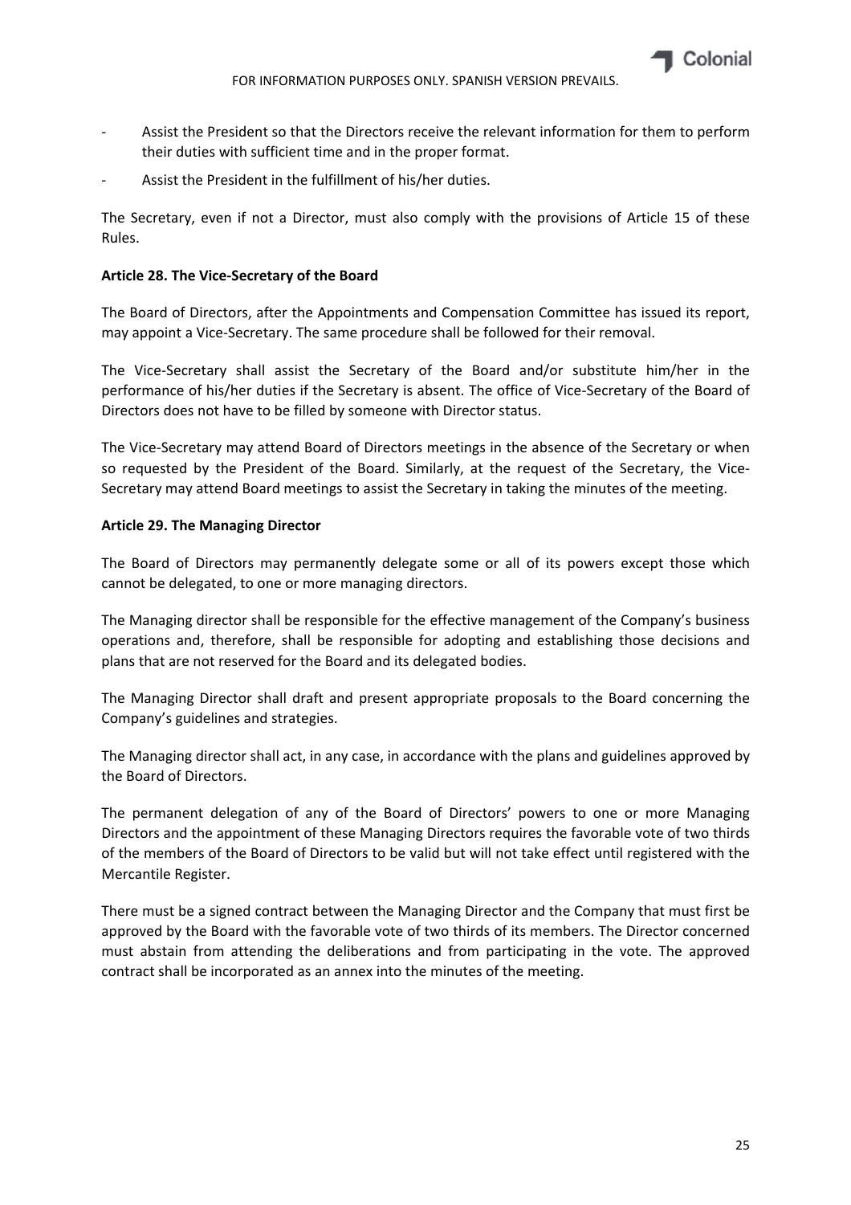- Assist the President so that the Directors receive the relevant information for them to perform their duties with sufficient time and in the proper format.
- Assist the President in the fulfillment of his/her duties.

The Secretary, even if not a Director, must also comply with the provisions of Article 15 of these Rules.

**Article 28. The Vice-Secretary of the Board**

The Board of Directors, after the Appointments and Compensation Committee has issued its report, may appoint a Vice-Secretary. The same procedure shall be followed for their removal.

The Vice-Secretary shall assist the Secretary of the Board and/or substitute him/her in the performance of his/her duties if the Secretary is absent. The office of Vice-Secretary of the Board of Directors does not have to be filled by someone with Director status.

The Vice-Secretary may attend Board of Directors meetings in the absence of the Secretary or when so requested by the President of the Board. Similarly, at the request of the Secretary, the Vice-Secretary may attend Board meetings to assist the Secretary in taking the minutes of the meeting.

**Article 29. The Managing Director**

The Board of Directors may permanently delegate some or all of its powers except those which cannot be delegated, to one or more managing directors.

The Managing director shall be responsible for the effective management of the Company's business operations and, therefore, shall be responsible for adopting and establishing those decisions and plans that are not reserved for the Board and its delegated bodies.

The Managing Director shall draft and present appropriate proposals to the Board concerning the Company's guidelines and strategies.

The Managing director shall act, in any case, in accordance with the plans and guidelines approved by the Board of Directors.

The permanent delegation of any of the Board of Directors' powers to one or more Managing Directors and the appointment of these Managing Directors requires the favorable vote of two thirds of the members of the Board of Directors to be valid but will not take effect until registered with the Mercantile Register.

There must be a signed contract between the Managing Director and the Company that must first be approved by the Board with the favorable vote of two thirds of its members. The Director concerned must abstain from attending the deliberations and from participating in the vote. The approved contract shall be incorporated as an annex into the minutes of the meeting.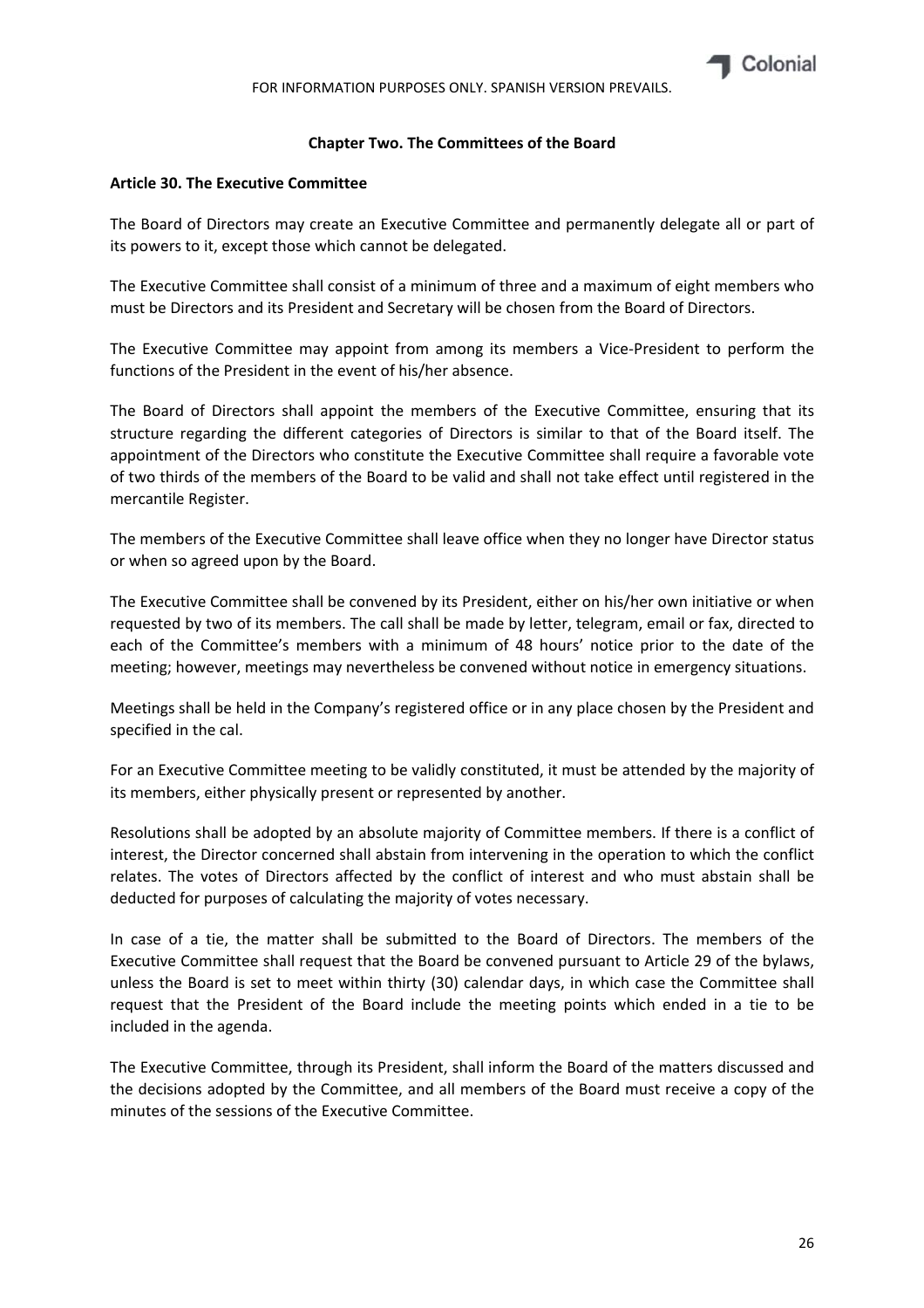## Chapter Two. The Committees of the Board

### Article 30. The Executive Committee

The Board of Directors may create an Executive Committee and permanently delegate all or part of its powers to it, except those which cannot be delegated.

The Executive Committee shall consist of a minimum of three and a maximum of eight members who must be Directors and its President and Secretary will be chosen from the Board of Directors.

The Executive Committee may appoint from among its members a Vice-President to perform the functions of the President in the event of his/her absence.

The Board of Directors shall appoint the members of the Executive Committee, ensuring that its structure regarding the different categories of Directors is similar to that of the Board itself. The appointment of the Directors who constitute the Executive Committee shall require a favorable vote of two thirds of the members of the Board to be valid and shall not take effect until registered in the mercantile Register.

The members of the Executive Committee shall leave office when they no longer have Director status or when so agreed upon by the Board.

The Executive Committee shall be convened by its President, either on his/her own initiative or when requested by two of its members. The call shall be made by letter, telegram, email or fax, directed to each of the Committee's members with a minimum of 48 hours' notice prior to the date of the meeting; however, meetings may nevertheless be convened without notice in emergency situations.

Meetings shall be held in the Company's registered office or in any place chosen by the President and specified in the cal.

For an Executive Committee meeting to be validly constituted, it must be attended by the majority of its members, either physically present or represented by another.

Resolutions shall be adopted by an absolute majority of Committee members. If there is a conflict of interest, the Director concerned shall abstain from intervening in the operation to which the conflict relates. The votes of Directors affected by the conflict of interest and who must abstain shall be deducted for purposes of calculating the majority of votes necessary.

In case of a tie, the matter shall be submitted to the Board of Directors. The members of the Executive Committee shall request that the Board be convened pursuant to Article 29 of the bylaws, unless the Board is set to meet within thirty (30) calendar days, in which case the Committee shall request that the President of the Board include the meeting points which ended in a tie to be included in the agenda.

The Executive Committee, through its President, shall inform the Board of the matters discussed and the decisions adopted by the Committee, and all members of the Board must receive a copy of the minutes of the sessions of the Executive Committee.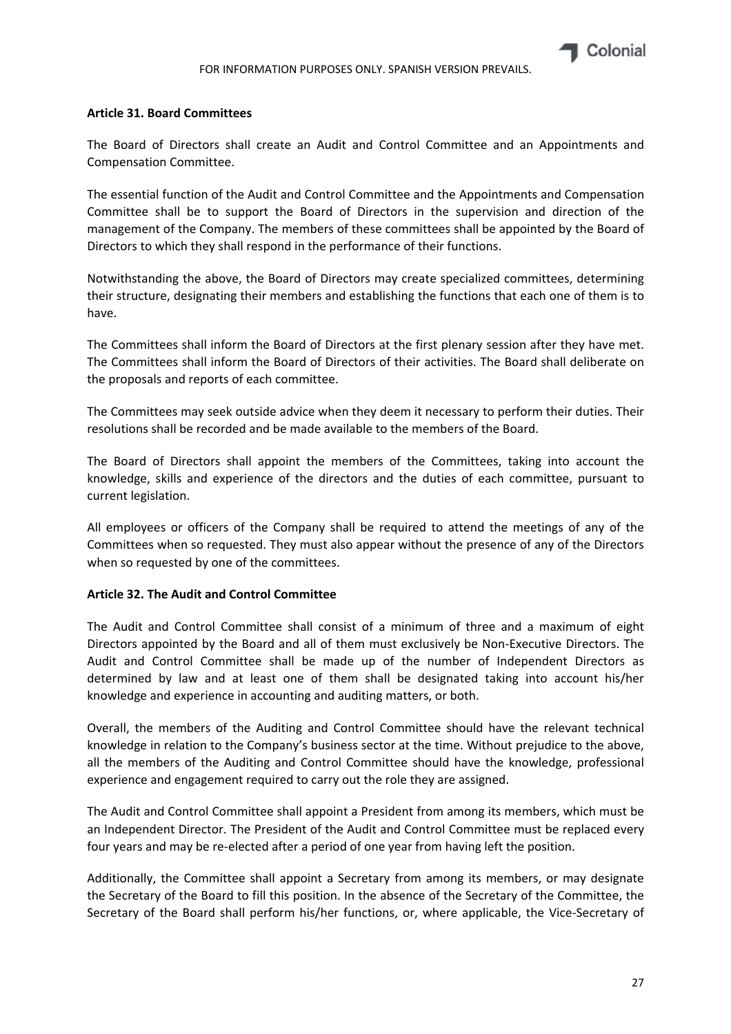### Article 31. Board Committees

The Board of Directors shall create an Audit and Control Committee and an Appointments and Compensation Committee.

The essential function of the Audit and Control Committee and the Appointments and Compensation Committee shall be to support the Board of Directors in the supervision and direction of the management of the Company. The members of these committees shall be appointed by the Board of Directors to which they shall respond in the performance of their functions.

Notwithstanding the above, the Board of Directors may create specialized committees, determining their structure, designating their members and establishing the functions that each one of them is to have.

The Committees shall inform the Board of Directors at the first plenary session after they have met. The Committees shall inform the Board of Directors of their activities. The Board shall deliberate on the proposals and reports of each committee.

The Committees may seek outside advice when they deem it necessary to perform their duties. Their resolutions shall be recorded and be made available to the members of the Board.

The Board of Directors shall appoint the members of the Committees, taking into account the knowledge, skills and experience of the directors and the duties of each committee, pursuant to current legislation.

All employees or officers of the Company shall be required to attend the meetings of any of the Committees when so requested. They must also appear without the presence of any of the Directors when so requested by one of the committees.

### Article 32. The Audit and Control Committee

The Audit and Control Committee shall consist of a minimum of three and a maximum of eight Directors appointed by the Board and all of them must exclusively be Non-Executive Directors. The Audit and Control Committee shall be made up of the number of Independent Directors as determined by law and at least one of them shall be designated taking into account his/her knowledge and experience in accounting and auditing matters, or both.

Overall, the members of the Auditing and Control Committee should have the relevant technical knowledge in relation to the Company's business sector at the time. Without prejudice to the above, all the members of the Auditing and Control Committee should have the knowledge, professional experience and engagement required to carry out the role they are assigned.

The Audit and Control Committee shall appoint a President from among its members, which must be an Independent Director. The President of the Audit and Control Committee must be replaced every four years and may be re-elected after a period of one year from having left the position.

Additionally, the Committee shall appoint a Secretary from among its members, or may designate the Secretary of the Board to fill this position. In the absence of the Secretary of the Committee, the Secretary of the Board shall perform his/her functions, or, where applicable, the Vice-Secretary of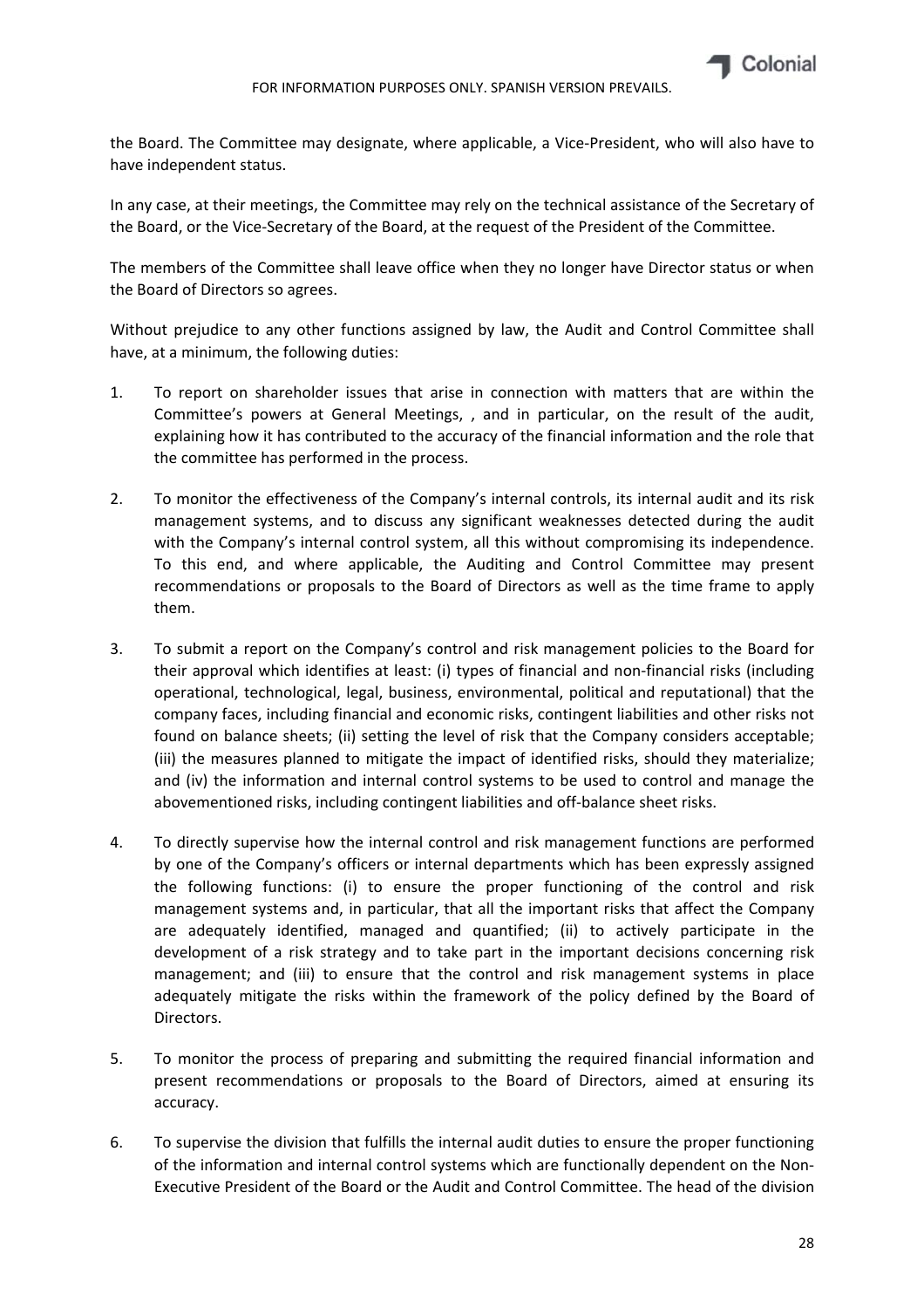the Board. The Committee may designate, where applicable, a Vice-President, who will also have to have independent status.

In any case, at their meetings, the Committee may rely on the technical assistance of the Secretary of the Board, or the Vice-Secretary of the Board, at the request of the President of the Committee.

The members of the Committee shall leave office when they no longer have Director status or when the Board of Directors so agrees.

Without prejudice to any other functions assigned by law, the Audit and Control Committee shall have, at a minimum, the following duties:

1. To report on shareholder issues that arise in connection with matters that are within the Committee's powers at General Meetings, , and in particular, on the result of the audit, explaining how it has contributed to the accuracy of the financial information and the role that the committee has performed in the process.

2. To monitor the effectiveness of the Company's internal controls, its internal audit and its risk management systems, and to discuss any significant weaknesses detected during the audit with the Company's internal control system, all this without compromising its independence. To this end, and where applicable, the Auditing and Control Committee may present recommendations or proposals to the Board of Directors as well as the time frame to apply them.

3. To submit a report on the Company's control and risk management policies to the Board for their approval which identifies at least: (i) types of financial and non-financial risks (including operational, technological, legal, business, environmental, political and reputational) that the company faces, including financial and economic risks, contingent liabilities and other risks not found on balance sheets; (ii) setting the level of risk that the Company considers acceptable; (iii) the measures planned to mitigate the impact of identified risks, should they materialize; and (iv) the information and internal control systems to be used to control and manage the abovementioned risks, including contingent liabilities and off-balance sheet risks.

4. To directly supervise how the internal control and risk management functions are performed by one of the Company's officers or internal departments which has been expressly assigned the following functions: (i) to ensure the proper functioning of the control and risk management systems and, in particular, that all the important risks that affect the Company are adequately identified, managed and quantified; (ii) to actively participate in the development of a risk strategy and to take part in the important decisions concerning risk management; and (iii) to ensure that the control and risk management systems in place adequately mitigate the risks within the framework of the policy defined by the Board of Directors.

5. To monitor the process of preparing and submitting the required financial information and present recommendations or proposals to the Board of Directors, aimed at ensuring its accuracy.

6. To supervise the division that fulfills the internal audit duties to ensure the proper functioning of the information and internal control systems which are functionally dependent on the Non-Executive President of the Board or the Audit and Control Committee. The head of the division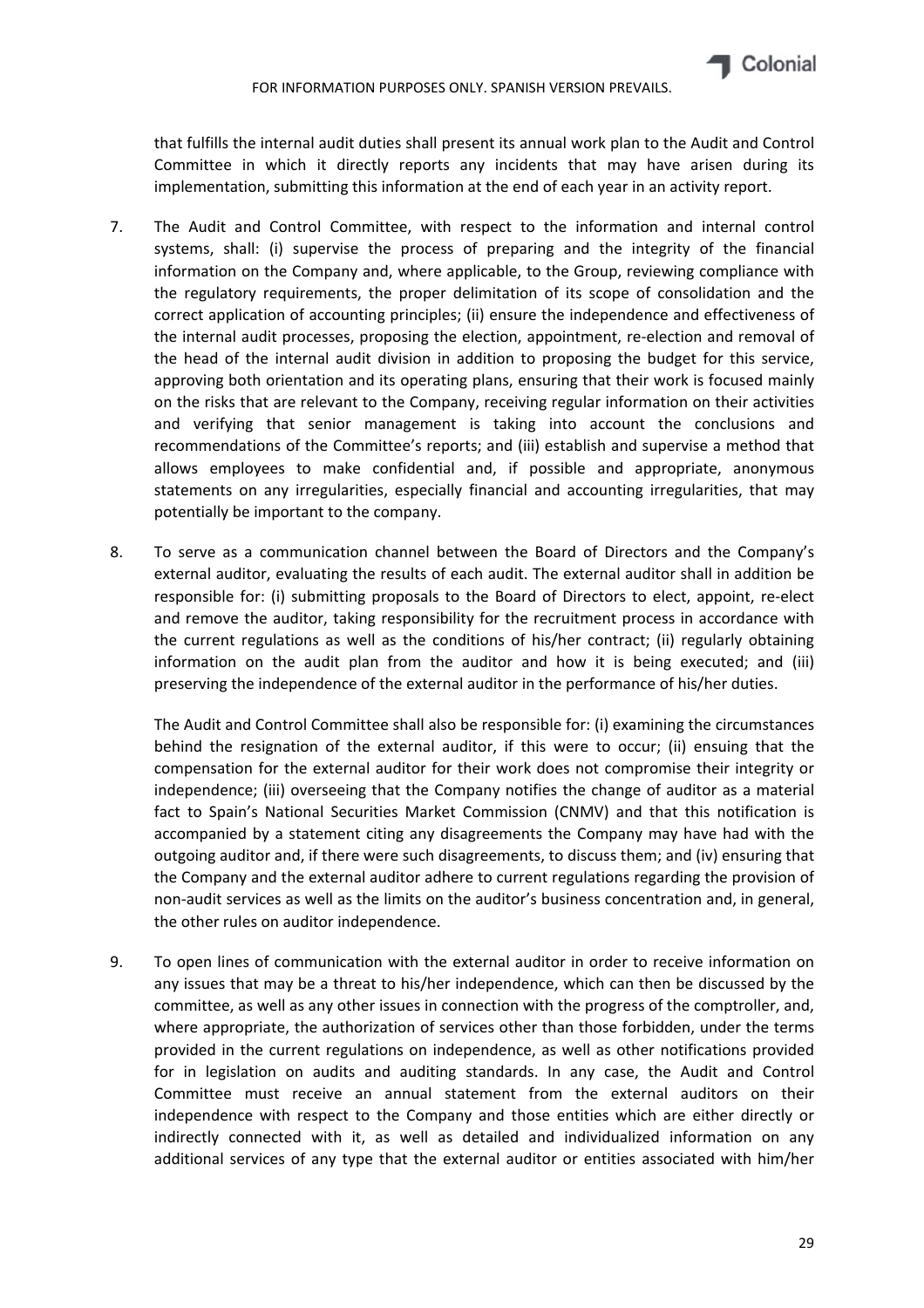that fulfills the internal audit duties shall present its annual work plan to the Audit and Control Committee in which it directly reports any incidents that may have arisen during its implementation, submitting this information at the end of each year in an activity report.

7. The Audit and Control Committee, with respect to the information and internal control systems, shall: (i) supervise the process of preparing and the integrity of the financial information on the Company and, where applicable, to the Group, reviewing compliance with the regulatory requirements, the proper delimitation of its scope of consolidation and the correct application of accounting principles; (ii) ensure the independence and effectiveness of the internal audit processes, proposing the election, appointment, re-election and removal of the head of the internal audit division in addition to proposing the budget for this service, approving both orientation and its operating plans, ensuring that their work is focused mainly on the risks that are relevant to the Company, receiving regular information on their activities and verifying that senior management is taking into account the conclusions and recommendations of the Committee's reports; and (iii) establish and supervise a method that allows employees to make confidential and, if possible and appropriate, anonymous statements on any irregularities, especially financial and accounting irregularities, that may potentially be important to the company.

8. To serve as a communication channel between the Board of Directors and the Company's external auditor, evaluating the results of each audit. The external auditor shall in addition be responsible for: (i) submitting proposals to the Board of Directors to elect, appoint, re-elect and remove the auditor, taking responsibility for the recruitment process in accordance with the current regulations as well as the conditions of his/her contract; (ii) regularly obtaining information on the audit plan from the auditor and how it is being executed; and (iii) preserving the independence of the external auditor in the performance of his/her duties.

   The Audit and Control Committee shall also be responsible for: (i) examining the circumstances behind the resignation of the external auditor, if this were to occur; (ii) ensuing that the compensation for the external auditor for their work does not compromise their integrity or independence; (iii) overseeing that the Company notifies the change of auditor as a material fact to Spain's National Securities Market Commission (CNMV) and that this notification is accompanied by a statement citing any disagreements the Company may have had with the outgoing auditor and, if there were such disagreements, to discuss them; and (iv) ensuring that the Company and the external auditor adhere to current regulations regarding the provision of non-audit services as well as the limits on the auditor's business concentration and, in general, the other rules on auditor independence.

9. To open lines of communication with the external auditor in order to receive information on any issues that may be a threat to his/her independence, which can then be discussed by the committee, as well as any other issues in connection with the progress of the comptroller, and, where appropriate, the authorization of services other than those forbidden, under the terms provided in the current regulations on independence, as well as other notifications provided for in legislation on audits and auditing standards. In any case, the Audit and Control Committee must receive an annual statement from the external auditors on their independence with respect to the Company and those entities which are either directly or indirectly connected with it, as well as detailed and individualized information on any additional services of any type that the external auditor or entities associated with him/her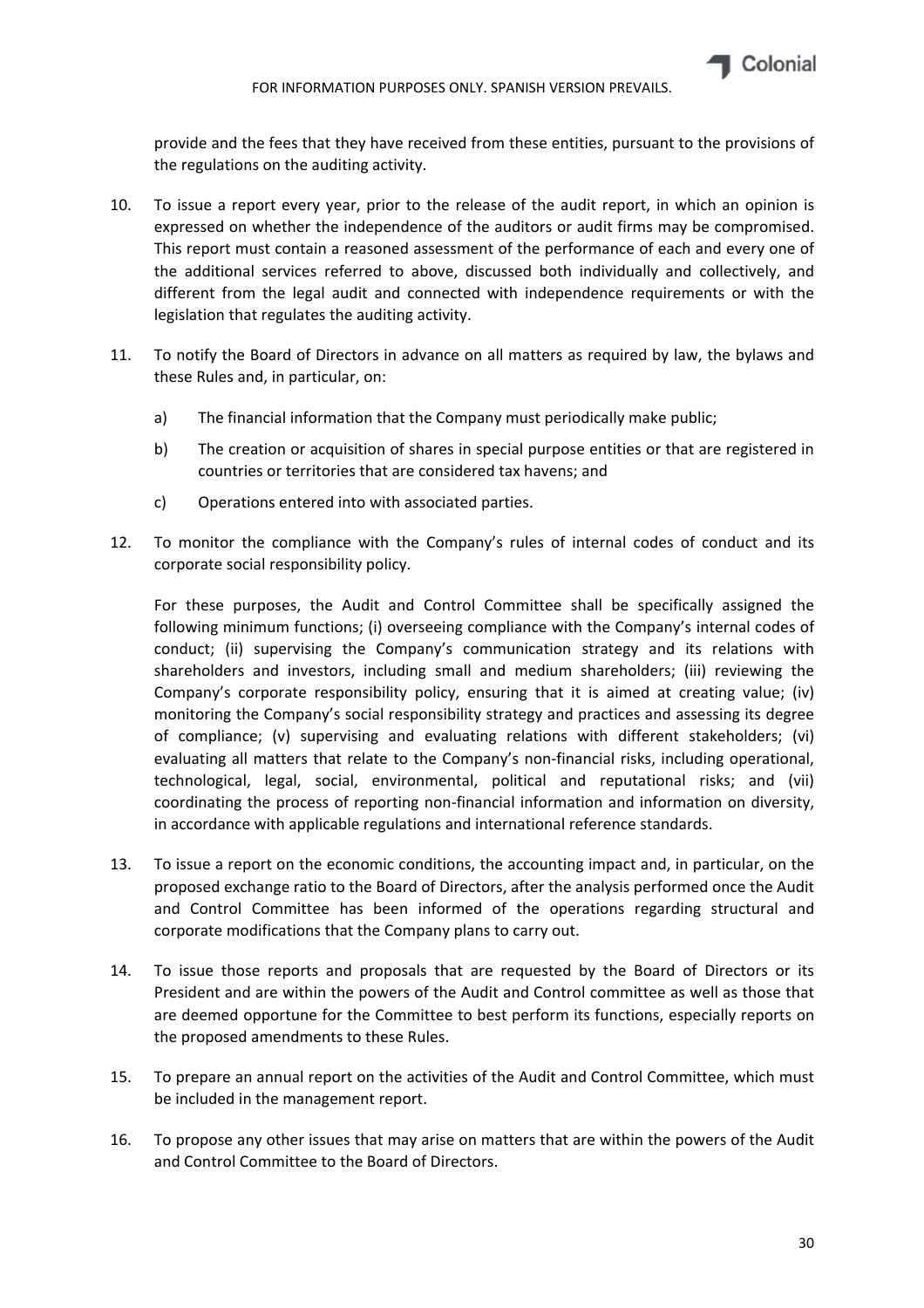provide and the fees that they have received from these entities, pursuant to the provisions of the regulations on the auditing activity.

10. To issue a report every year, prior to the release of the audit report, in which an opinion is expressed on whether the independence of the auditors or audit firms may be compromised. This report must contain a reasoned assessment of the performance of each and every one of the additional services referred to above, discussed both individually and collectively, and different from the legal audit and connected with independence requirements or with the legislation that regulates the auditing activity.

11. To notify the Board of Directors in advance on all matters as required by law, the bylaws and these Rules and, in particular, on:

    a) The financial information that the Company must periodically make public;

    b) The creation or acquisition of shares in special purpose entities or that are registered in countries or territories that are considered tax havens; and

    c) Operations entered into with associated parties.

12. To monitor the compliance with the Company's rules of internal codes of conduct and its corporate social responsibility policy.

    For these purposes, the Audit and Control Committee shall be specifically assigned the following minimum functions; (i) overseeing compliance with the Company's internal codes of conduct; (ii) supervising the Company's communication strategy and its relations with shareholders and investors, including small and medium shareholders; (iii) reviewing the Company's corporate responsibility policy, ensuring that it is aimed at creating value; (iv) monitoring the Company's social responsibility strategy and practices and assessing its degree of compliance; (v) supervising and evaluating relations with different stakeholders; (vi) evaluating all matters that relate to the Company's non-financial risks, including operational, technological, legal, social, environmental, political and reputational risks; and (vii) coordinating the process of reporting non-financial information and information on diversity, in accordance with applicable regulations and international reference standards.

13. To issue a report on the economic conditions, the accounting impact and, in particular, on the proposed exchange ratio to the Board of Directors, after the analysis performed once the Audit and Control Committee has been informed of the operations regarding structural and corporate modifications that the Company plans to carry out.

14. To issue those reports and proposals that are requested by the Board of Directors or its President and are within the powers of the Audit and Control committee as well as those that are deemed opportune for the Committee to best perform its functions, especially reports on the proposed amendments to these Rules.

15. To prepare an annual report on the activities of the Audit and Control Committee, which must be included in the management report.

16. To propose any other issues that may arise on matters that are within the powers of the Audit and Control Committee to the Board of Directors.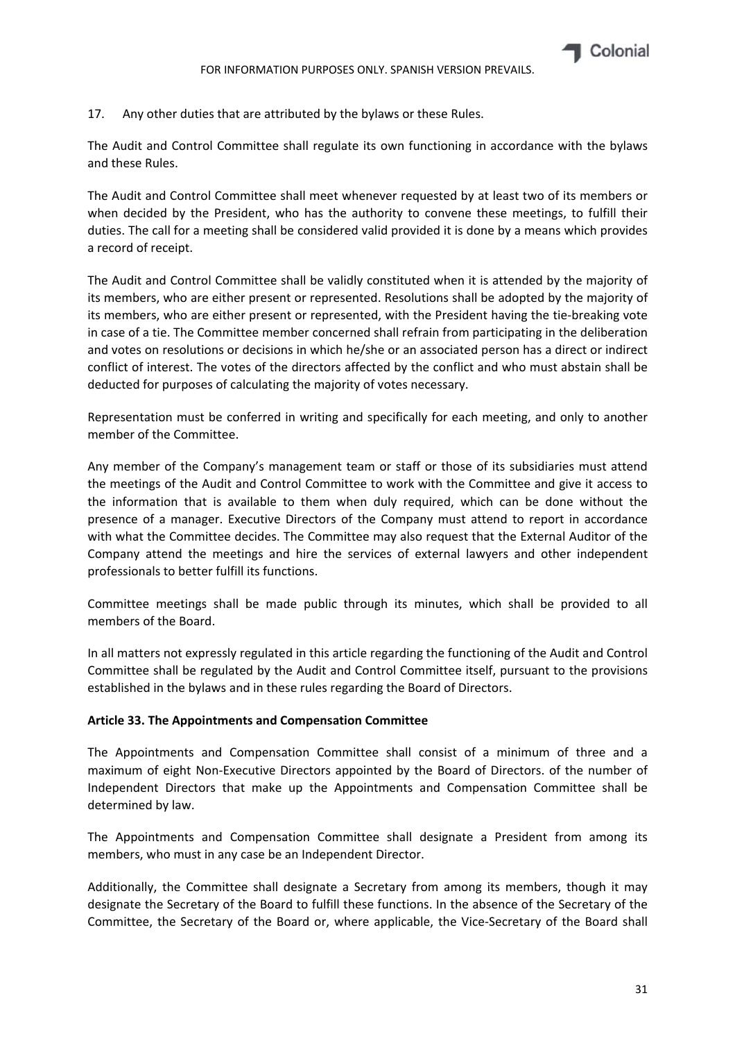17. Any other duties that are attributed by the bylaws or these Rules.

The Audit and Control Committee shall regulate its own functioning in accordance with the bylaws and these Rules.

The Audit and Control Committee shall meet whenever requested by at least two of its members or when decided by the President, who has the authority to convene these meetings, to fulfill their duties. The call for a meeting shall be considered valid provided it is done by a means which provides a record of receipt.

The Audit and Control Committee shall be validly constituted when it is attended by the majority of its members, who are either present or represented. Resolutions shall be adopted by the majority of its members, who are either present or represented, with the President having the tie-breaking vote in case of a tie. The Committee member concerned shall refrain from participating in the deliberation and votes on resolutions or decisions in which he/she or an associated person has a direct or indirect conflict of interest. The votes of the directors affected by the conflict and who must abstain shall be deducted for purposes of calculating the majority of votes necessary.

Representation must be conferred in writing and specifically for each meeting, and only to another member of the Committee.

Any member of the Company's management team or staff or those of its subsidiaries must attend the meetings of the Audit and Control Committee to work with the Committee and give it access to the information that is available to them when duly required, which can be done without the presence of a manager. Executive Directors of the Company must attend to report in accordance with what the Committee decides. The Committee may also request that the External Auditor of the Company attend the meetings and hire the services of external lawyers and other independent professionals to better fulfill its functions.

Committee meetings shall be made public through its minutes, which shall be provided to all members of the Board.

In all matters not expressly regulated in this article regarding the functioning of the Audit and Control Committee shall be regulated by the Audit and Control Committee itself, pursuant to the provisions established in the bylaws and in these rules regarding the Board of Directors.

**Article 33. The Appointments and Compensation Committee**

The Appointments and Compensation Committee shall consist of a minimum of three and a maximum of eight Non-Executive Directors appointed by the Board of Directors. of the number of Independent Directors that make up the Appointments and Compensation Committee shall be determined by law.

The Appointments and Compensation Committee shall designate a President from among its members, who must in any case be an Independent Director.

Additionally, the Committee shall designate a Secretary from among its members, though it may designate the Secretary of the Board to fulfill these functions. In the absence of the Secretary of the Committee, the Secretary of the Board or, where applicable, the Vice-Secretary of the Board shall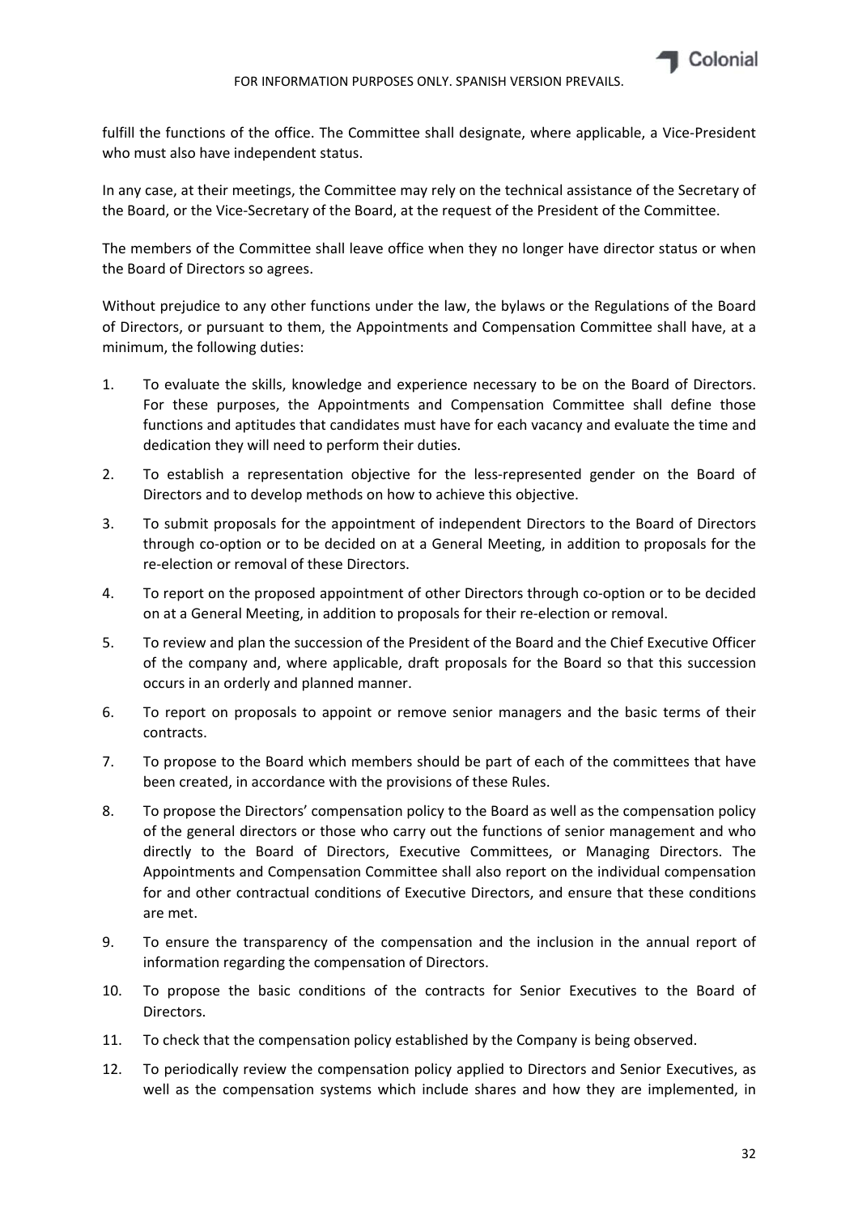fulfill the functions of the office. The Committee shall designate, where applicable, a Vice-President who must also have independent status.

In any case, at their meetings, the Committee may rely on the technical assistance of the Secretary of the Board, or the Vice-Secretary of the Board, at the request of the President of the Committee.

The members of the Committee shall leave office when they no longer have director status or when the Board of Directors so agrees.

Without prejudice to any other functions under the law, the bylaws or the Regulations of the Board of Directors, or pursuant to them, the Appointments and Compensation Committee shall have, at a minimum, the following duties:

1. To evaluate the skills, knowledge and experience necessary to be on the Board of Directors. For these purposes, the Appointments and Compensation Committee shall define those functions and aptitudes that candidates must have for each vacancy and evaluate the time and dedication they will need to perform their duties.
2. To establish a representation objective for the less-represented gender on the Board of Directors and to develop methods on how to achieve this objective.
3. To submit proposals for the appointment of independent Directors to the Board of Directors through co-option or to be decided on at a General Meeting, in addition to proposals for the re-election or removal of these Directors.
4. To report on the proposed appointment of other Directors through co-option or to be decided on at a General Meeting, in addition to proposals for their re-election or removal.
5. To review and plan the succession of the President of the Board and the Chief Executive Officer of the company and, where applicable, draft proposals for the Board so that this succession occurs in an orderly and planned manner.
6. To report on proposals to appoint or remove senior managers and the basic terms of their contracts.
7. To propose to the Board which members should be part of each of the committees that have been created, in accordance with the provisions of these Rules.
8. To propose the Directors' compensation policy to the Board as well as the compensation policy of the general directors or those who carry out the functions of senior management and who directly to the Board of Directors, Executive Committees, or Managing Directors. The Appointments and Compensation Committee shall also report on the individual compensation for and other contractual conditions of Executive Directors, and ensure that these conditions are met.
9. To ensure the transparency of the compensation and the inclusion in the annual report of information regarding the compensation of Directors.
10. To propose the basic conditions of the contracts for Senior Executives to the Board of Directors.
11. To check that the compensation policy established by the Company is being observed.
12. To periodically review the compensation policy applied to Directors and Senior Executives, as well as the compensation systems which include shares and how they are implemented, in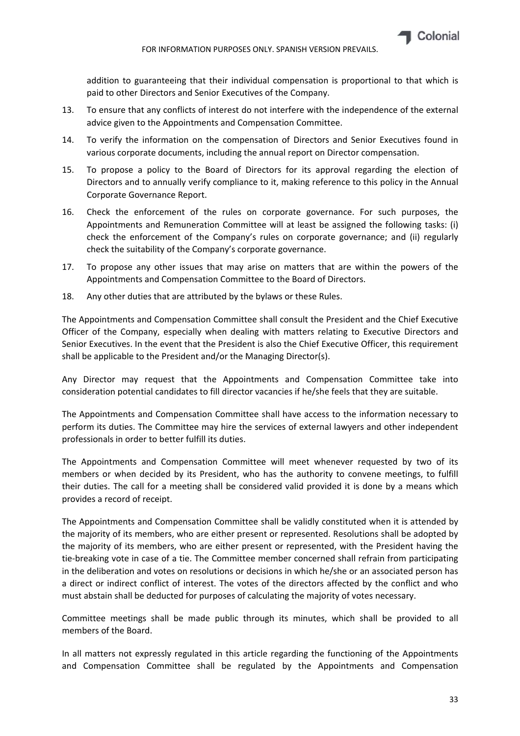addition to guaranteeing that their individual compensation is proportional to that which is paid to other Directors and Senior Executives of the Company.

13. To ensure that any conflicts of interest do not interfere with the independence of the external advice given to the Appointments and Compensation Committee.
14. To verify the information on the compensation of Directors and Senior Executives found in various corporate documents, including the annual report on Director compensation.
15. To propose a policy to the Board of Directors for its approval regarding the election of Directors and to annually verify compliance to it, making reference to this policy in the Annual Corporate Governance Report.
16. Check the enforcement of the rules on corporate governance. For such purposes, the Appointments and Remuneration Committee will at least be assigned the following tasks: (i) check the enforcement of the Company's rules on corporate governance; and (ii) regularly check the suitability of the Company's corporate governance.
17. To propose any other issues that may arise on matters that are within the powers of the Appointments and Compensation Committee to the Board of Directors.
18. Any other duties that are attributed by the bylaws or these Rules.

The Appointments and Compensation Committee shall consult the President and the Chief Executive Officer of the Company, especially when dealing with matters relating to Executive Directors and Senior Executives. In the event that the President is also the Chief Executive Officer, this requirement shall be applicable to the President and/or the Managing Director(s).

Any Director may request that the Appointments and Compensation Committee take into consideration potential candidates to fill director vacancies if he/she feels that they are suitable.

The Appointments and Compensation Committee shall have access to the information necessary to perform its duties. The Committee may hire the services of external lawyers and other independent professionals in order to better fulfill its duties.

The Appointments and Compensation Committee will meet whenever requested by two of its members or when decided by its President, who has the authority to convene meetings, to fulfill their duties. The call for a meeting shall be considered valid provided it is done by a means which provides a record of receipt.

The Appointments and Compensation Committee shall be validly constituted when it is attended by the majority of its members, who are either present or represented. Resolutions shall be adopted by the majority of its members, who are either present or represented, with the President having the tie-breaking vote in case of a tie. The Committee member concerned shall refrain from participating in the deliberation and votes on resolutions or decisions in which he/she or an associated person has a direct or indirect conflict of interest. The votes of the directors affected by the conflict and who must abstain shall be deducted for purposes of calculating the majority of votes necessary.

Committee meetings shall be made public through its minutes, which shall be provided to all members of the Board.

In all matters not expressly regulated in this article regarding the functioning of the Appointments and Compensation Committee shall be regulated by the Appointments and Compensation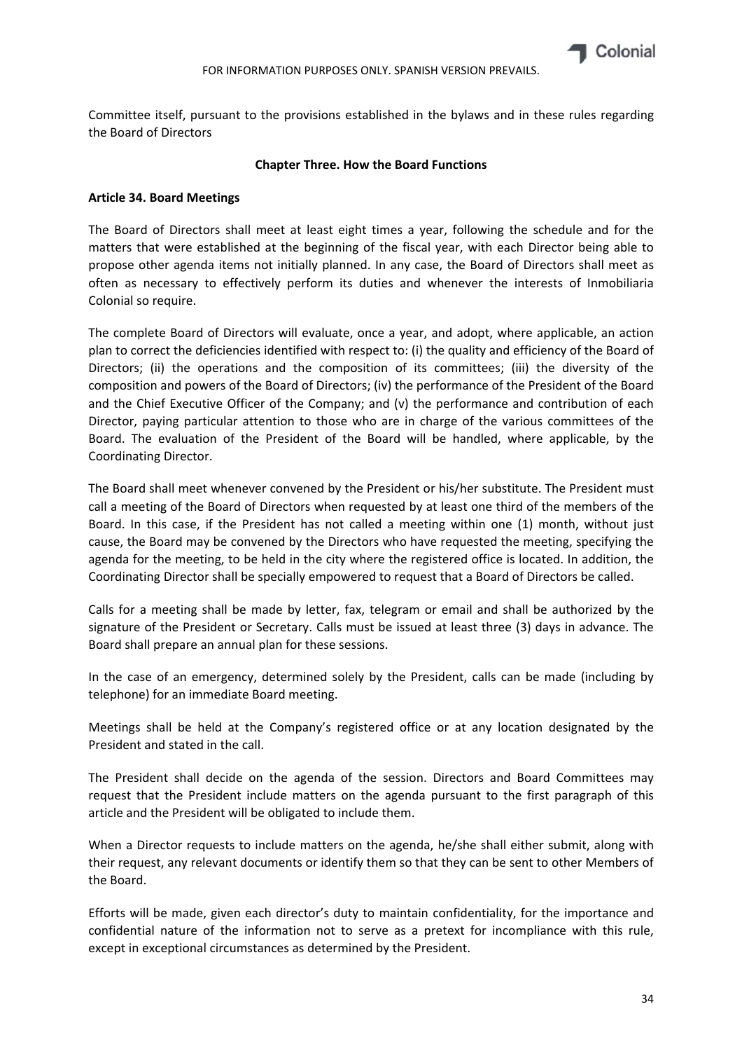Committee itself, pursuant to the provisions established in the bylaws and in these rules regarding the Board of Directors

## Chapter Three. How the Board Functions

### Article 34. Board Meetings

The Board of Directors shall meet at least eight times a year, following the schedule and for the matters that were established at the beginning of the fiscal year, with each Director being able to propose other agenda items not initially planned. In any case, the Board of Directors shall meet as often as necessary to effectively perform its duties and whenever the interests of Inmobiliaria Colonial so require.

The complete Board of Directors will evaluate, once a year, and adopt, where applicable, an action plan to correct the deficiencies identified with respect to: (i) the quality and efficiency of the Board of Directors; (ii) the operations and the composition of its committees; (iii) the diversity of the composition and powers of the Board of Directors; (iv) the performance of the President of the Board and the Chief Executive Officer of the Company; and (v) the performance and contribution of each Director, paying particular attention to those who are in charge of the various committees of the Board. The evaluation of the President of the Board will be handled, where applicable, by the Coordinating Director.

The Board shall meet whenever convened by the President or his/her substitute. The President must call a meeting of the Board of Directors when requested by at least one third of the members of the Board. In this case, if the President has not called a meeting within one (1) month, without just cause, the Board may be convened by the Directors who have requested the meeting, specifying the agenda for the meeting, to be held in the city where the registered office is located. In addition, the Coordinating Director shall be specially empowered to request that a Board of Directors be called.

Calls for a meeting shall be made by letter, fax, telegram or email and shall be authorized by the signature of the President or Secretary. Calls must be issued at least three (3) days in advance. The Board shall prepare an annual plan for these sessions.

In the case of an emergency, determined solely by the President, calls can be made (including by telephone) for an immediate Board meeting.

Meetings shall be held at the Company's registered office or at any location designated by the President and stated in the call.

The President shall decide on the agenda of the session. Directors and Board Committees may request that the President include matters on the agenda pursuant to the first paragraph of this article and the President will be obligated to include them.

When a Director requests to include matters on the agenda, he/she shall either submit, along with their request, any relevant documents or identify them so that they can be sent to other Members of the Board.

Efforts will be made, given each director's duty to maintain confidentiality, for the importance and confidential nature of the information not to serve as a pretext for incompliance with this rule, except in exceptional circumstances as determined by the President.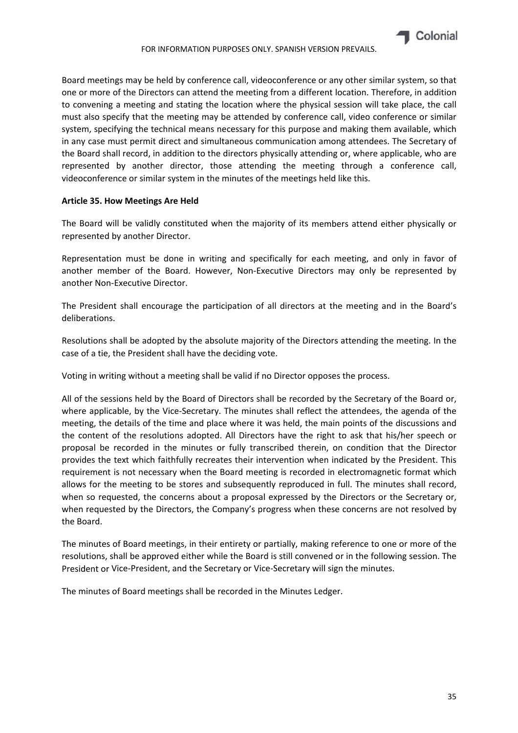Board meetings may be held by conference call, videoconference or any other similar system, so that one or more of the Directors can attend the meeting from a different location. Therefore, in addition to convening a meeting and stating the location where the physical session will take place, the call must also specify that the meeting may be attended by conference call, video conference or similar system, specifying the technical means necessary for this purpose and making them available, which in any case must permit direct and simultaneous communication among attendees. The Secretary of the Board shall record, in addition to the directors physically attending or, where applicable, who are represented by another director, those attending the meeting through a conference call, videoconference or similar system in the minutes of the meetings held like this.

**Article 35. How Meetings Are Held**

The Board will be validly constituted when the majority of its members attend either physically or represented by another Director.

Representation must be done in writing and specifically for each meeting, and only in favor of another member of the Board. However, Non-Executive Directors may only be represented by another Non-Executive Director.

The President shall encourage the participation of all directors at the meeting and in the Board's deliberations.

Resolutions shall be adopted by the absolute majority of the Directors attending the meeting. In the case of a tie, the President shall have the deciding vote.

Voting in writing without a meeting shall be valid if no Director opposes the process.

All of the sessions held by the Board of Directors shall be recorded by the Secretary of the Board or, where applicable, by the Vice-Secretary. The minutes shall reflect the attendees, the agenda of the meeting, the details of the time and place where it was held, the main points of the discussions and the content of the resolutions adopted. All Directors have the right to ask that his/her speech or proposal be recorded in the minutes or fully transcribed therein, on condition that the Director provides the text which faithfully recreates their intervention when indicated by the President. This requirement is not necessary when the Board meeting is recorded in electromagnetic format which allows for the meeting to be stores and subsequently reproduced in full. The minutes shall record, when so requested, the concerns about a proposal expressed by the Directors or the Secretary or, when requested by the Directors, the Company's progress when these concerns are not resolved by the Board.

The minutes of Board meetings, in their entirety or partially, making reference to one or more of the resolutions, shall be approved either while the Board is still convened or in the following session. The President or Vice-President, and the Secretary or Vice-Secretary will sign the minutes.

The minutes of Board meetings shall be recorded in the Minutes Ledger.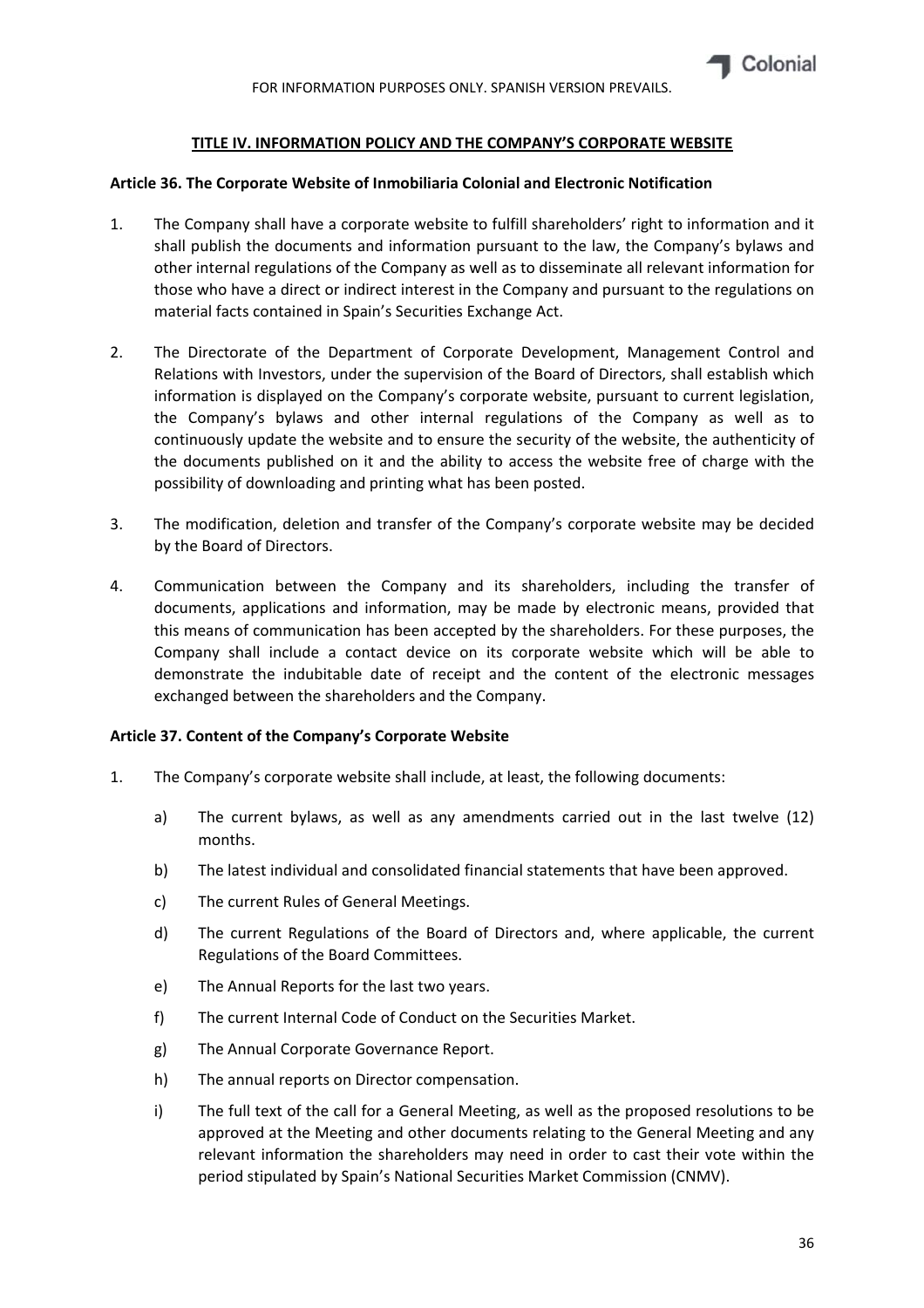## TITLE IV. INFORMATION POLICY AND THE COMPANY'S CORPORATE WEBSITE

### Article 36. The Corporate Website of Inmobiliaria Colonial and Electronic Notification

1. The Company shall have a corporate website to fulfill shareholders' right to information and it shall publish the documents and information pursuant to the law, the Company's bylaws and other internal regulations of the Company as well as to disseminate all relevant information for those who have a direct or indirect interest in the Company and pursuant to the regulations on material facts contained in Spain's Securities Exchange Act.

2. The Directorate of the Department of Corporate Development, Management Control and Relations with Investors, under the supervision of the Board of Directors, shall establish which information is displayed on the Company's corporate website, pursuant to current legislation, the Company's bylaws and other internal regulations of the Company as well as to continuously update the website and to ensure the security of the website, the authenticity of the documents published on it and the ability to access the website free of charge with the possibility of downloading and printing what has been posted.

3. The modification, deletion and transfer of the Company's corporate website may be decided by the Board of Directors.

4. Communication between the Company and its shareholders, including the transfer of documents, applications and information, may be made by electronic means, provided that this means of communication has been accepted by the shareholders. For these purposes, the Company shall include a contact device on its corporate website which will be able to demonstrate the indubitable date of receipt and the content of the electronic messages exchanged between the shareholders and the Company.

### Article 37. Content of the Company's Corporate Website

1. The Company's corporate website shall include, at least, the following documents:

    a) The current bylaws, as well as any amendments carried out in the last twelve (12) months.

    b) The latest individual and consolidated financial statements that have been approved.

    c) The current Rules of General Meetings.

    d) The current Regulations of the Board of Directors and, where applicable, the current Regulations of the Board Committees.

    e) The Annual Reports for the last two years.

    f) The current Internal Code of Conduct on the Securities Market.

    g) The Annual Corporate Governance Report.

    h) The annual reports on Director compensation.

    i) The full text of the call for a General Meeting, as well as the proposed resolutions to be approved at the Meeting and other documents relating to the General Meeting and any relevant information the shareholders may need in order to cast their vote within the period stipulated by Spain's National Securities Market Commission (CNMV).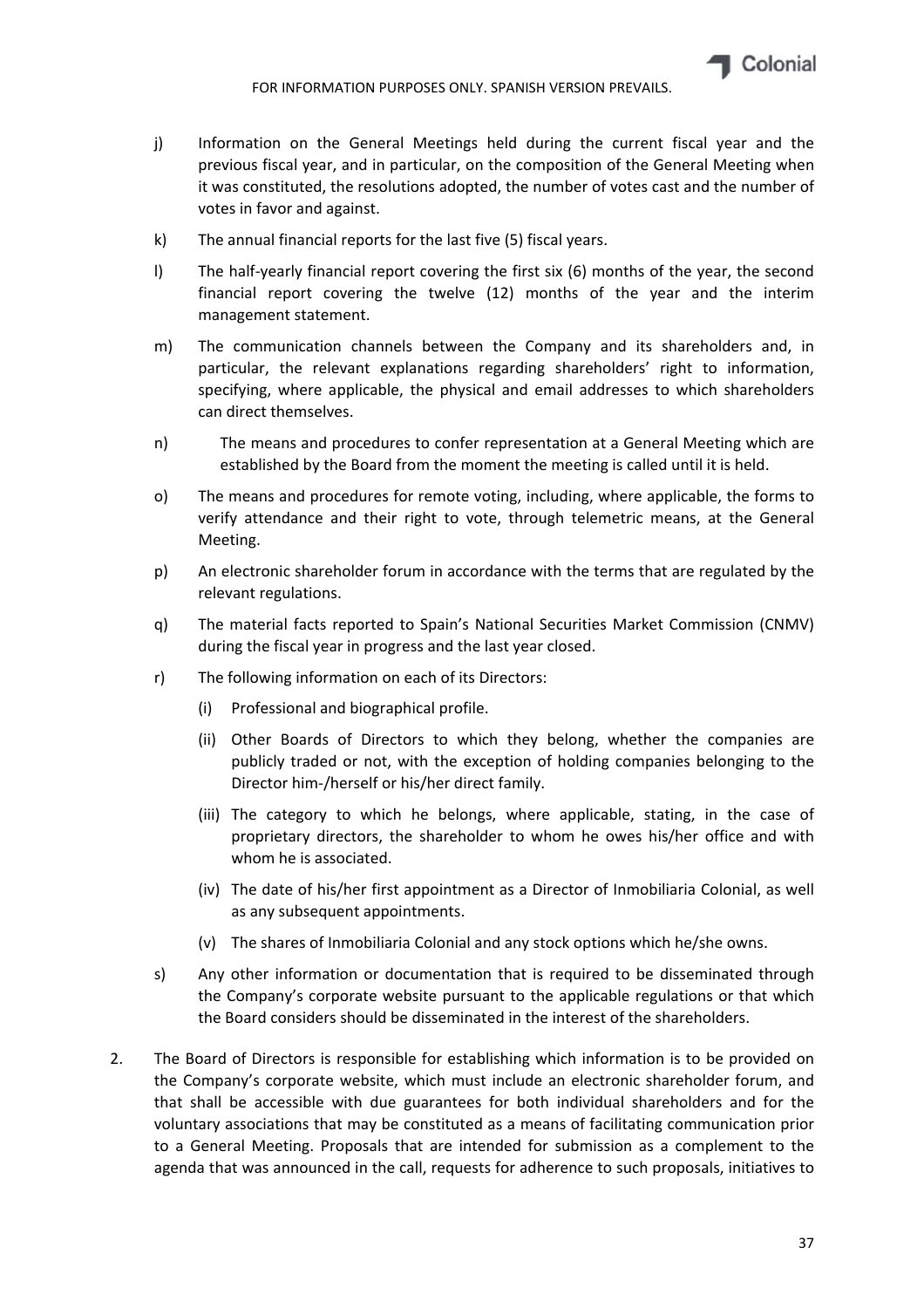j) Information on the General Meetings held during the current fiscal year and the previous fiscal year, and in particular, on the composition of the General Meeting when it was constituted, the resolutions adopted, the number of votes cast and the number of votes in favor and against.

k) The annual financial reports for the last five (5) fiscal years.

l) The half-yearly financial report covering the first six (6) months of the year, the second financial report covering the twelve (12) months of the year and the interim management statement.

m) The communication channels between the Company and its shareholders and, in particular, the relevant explanations regarding shareholders' right to information, specifying, where applicable, the physical and email addresses to which shareholders can direct themselves.

n) The means and procedures to confer representation at a General Meeting which are established by the Board from the moment the meeting is called until it is held.

o) The means and procedures for remote voting, including, where applicable, the forms to verify attendance and their right to vote, through telemetric means, at the General Meeting.

p) An electronic shareholder forum in accordance with the terms that are regulated by the relevant regulations.

q) The material facts reported to Spain's National Securities Market Commission (CNMV) during the fiscal year in progress and the last year closed.

r) The following information on each of its Directors:

   (i) Professional and biographical profile.

   (ii) Other Boards of Directors to which they belong, whether the companies are publicly traded or not, with the exception of holding companies belonging to the Director him-/herself or his/her direct family.

   (iii) The category to which he belongs, where applicable, stating, in the case of proprietary directors, the shareholder to whom he owes his/her office and with whom he is associated.

   (iv) The date of his/her first appointment as a Director of Inmobiliaria Colonial, as well as any subsequent appointments.

   (v) The shares of Inmobiliaria Colonial and any stock options which he/she owns.

s) Any other information or documentation that is required to be disseminated through the Company's corporate website pursuant to the applicable regulations or that which the Board considers should be disseminated in the interest of the shareholders.

2. The Board of Directors is responsible for establishing which information is to be provided on the Company's corporate website, which must include an electronic shareholder forum, and that shall be accessible with due guarantees for both individual shareholders and for the voluntary associations that may be constituted as a means of facilitating communication prior to a General Meeting. Proposals that are intended for submission as a complement to the agenda that was announced in the call, requests for adherence to such proposals, initiatives to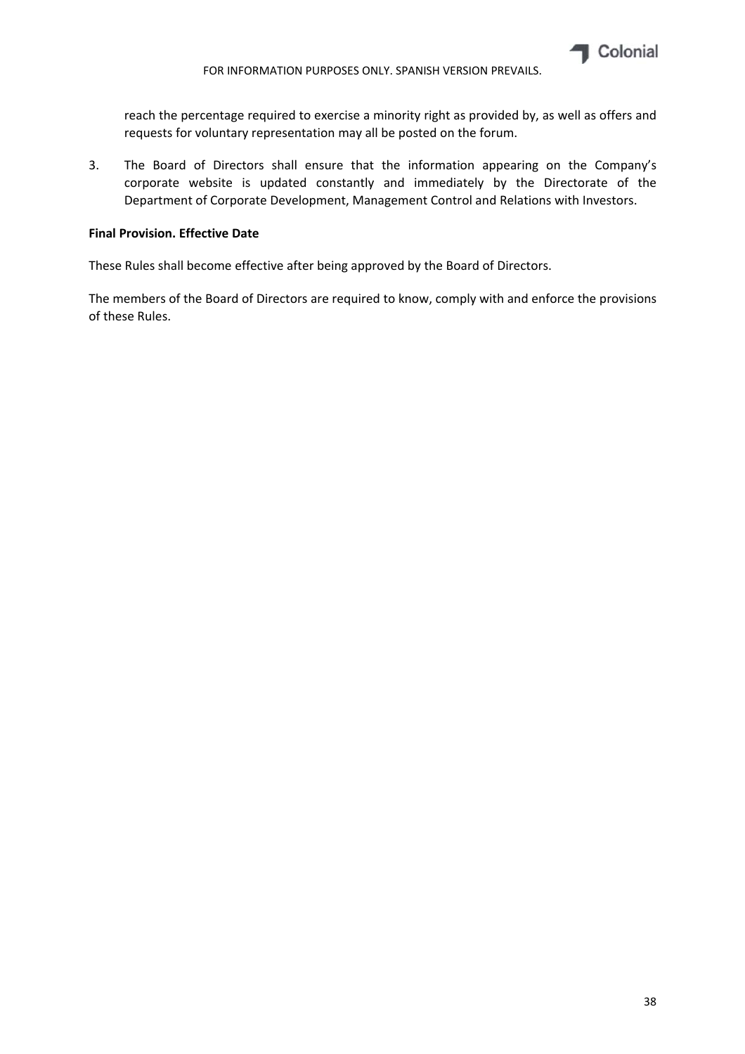reach the percentage required to exercise a minority right as provided by, as well as offers and requests for voluntary representation may all be posted on the forum.

3. The Board of Directors shall ensure that the information appearing on the Company's corporate website is updated constantly and immediately by the Directorate of the Department of Corporate Development, Management Control and Relations with Investors.

**Final Provision. Effective Date**

These Rules shall become effective after being approved by the Board of Directors.

The members of the Board of Directors are required to know, comply with and enforce the provisions of these Rules.